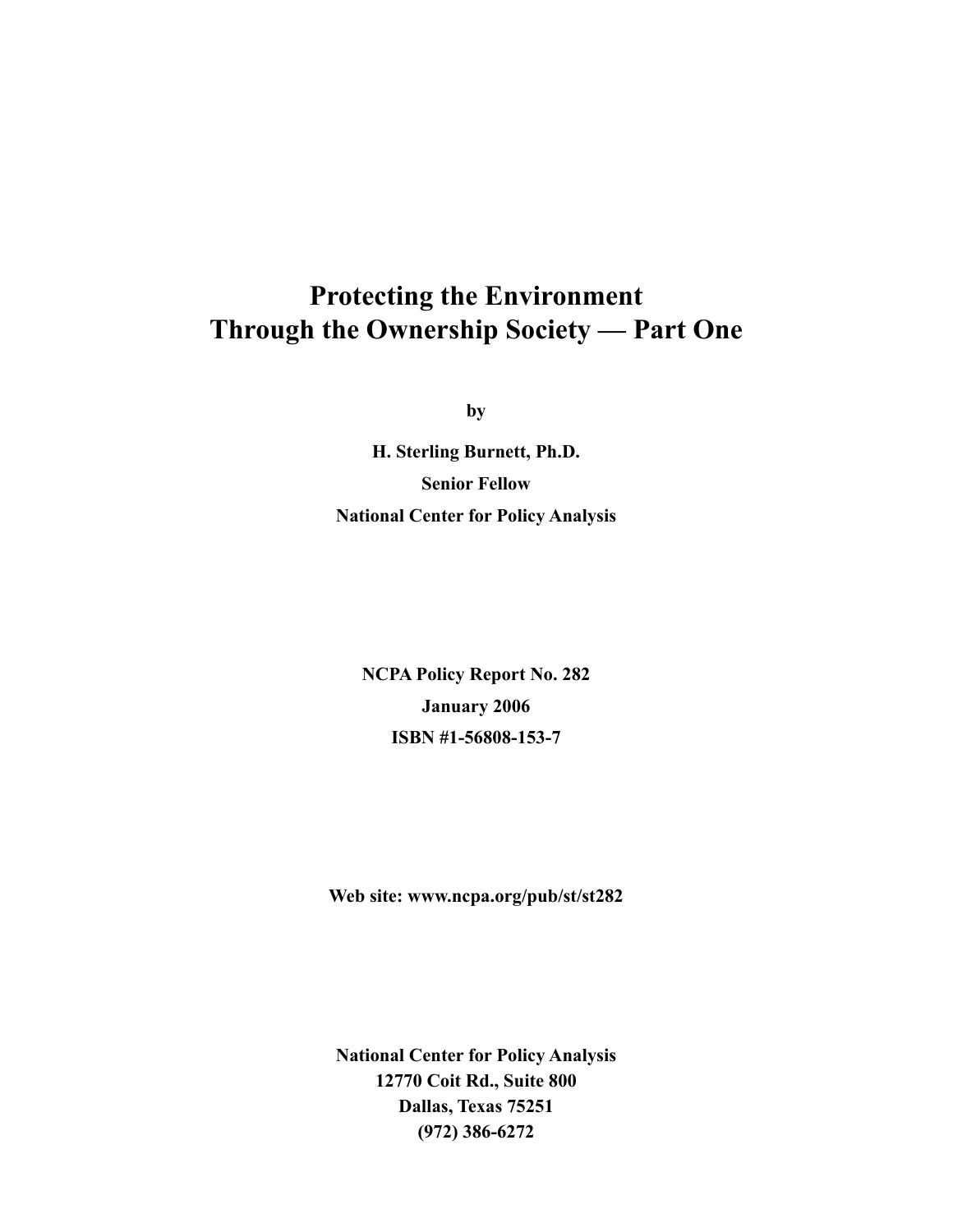# Protecting the Environment Through the Ownership Society — Part One

**by**

**H. Sterling Burnett, Ph.D.**

**Senior Fellow**

**National Center for Policy Analysis**

**NCPA Policy Report No. 282**

**January 2006**

**ISBN #1-56808-153-7**

**Web site: www.ncpa.org/pub/st/st282**

**National Center for Policy Analysis**
**12770 Coit Rd., Suite 800**
**Dallas, Texas 75251**
**(972) 386-6272**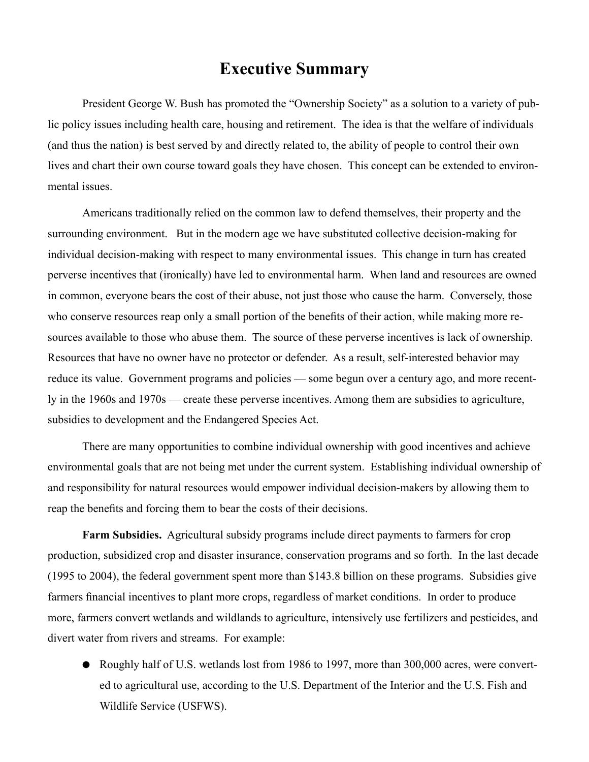# Executive Summary

President George W. Bush has promoted the "Ownership Society" as a solution to a variety of public policy issues including health care, housing and retirement. The idea is that the welfare of individuals (and thus the nation) is best served by and directly related to, the ability of people to control their own lives and chart their own course toward goals they have chosen. This concept can be extended to environmental issues.

Americans traditionally relied on the common law to defend themselves, their property and the surrounding environment. But in the modern age we have substituted collective decision-making for individual decision-making with respect to many environmental issues. This change in turn has created perverse incentives that (ironically) have led to environmental harm. When land and resources are owned in common, everyone bears the cost of their abuse, not just those who cause the harm. Conversely, those who conserve resources reap only a small portion of the benefits of their action, while making more resources available to those who abuse them. The source of these perverse incentives is lack of ownership. Resources that have no owner have no protector or defender. As a result, self-interested behavior may reduce its value. Government programs and policies — some begun over a century ago, and more recently in the 1960s and 1970s — create these perverse incentives. Among them are subsidies to agriculture, subsidies to development and the Endangered Species Act.

There are many opportunities to combine individual ownership with good incentives and achieve environmental goals that are not being met under the current system. Establishing individual ownership of and responsibility for natural resources would empower individual decision-makers by allowing them to reap the benefits and forcing them to bear the costs of their decisions.

**Farm Subsidies.** Agricultural subsidy programs include direct payments to farmers for crop production, subsidized crop and disaster insurance, conservation programs and so forth. In the last decade (1995 to 2004), the federal government spent more than $143.8 billion on these programs. Subsidies give farmers financial incentives to plant more crops, regardless of market conditions. In order to produce more, farmers convert wetlands and wildlands to agriculture, intensively use fertilizers and pesticides, and divert water from rivers and streams. For example:

- Roughly half of U.S. wetlands lost from 1986 to 1997, more than 300,000 acres, were converted to agricultural use, according to the U.S. Department of the Interior and the U.S. Fish and Wildlife Service (USFWS).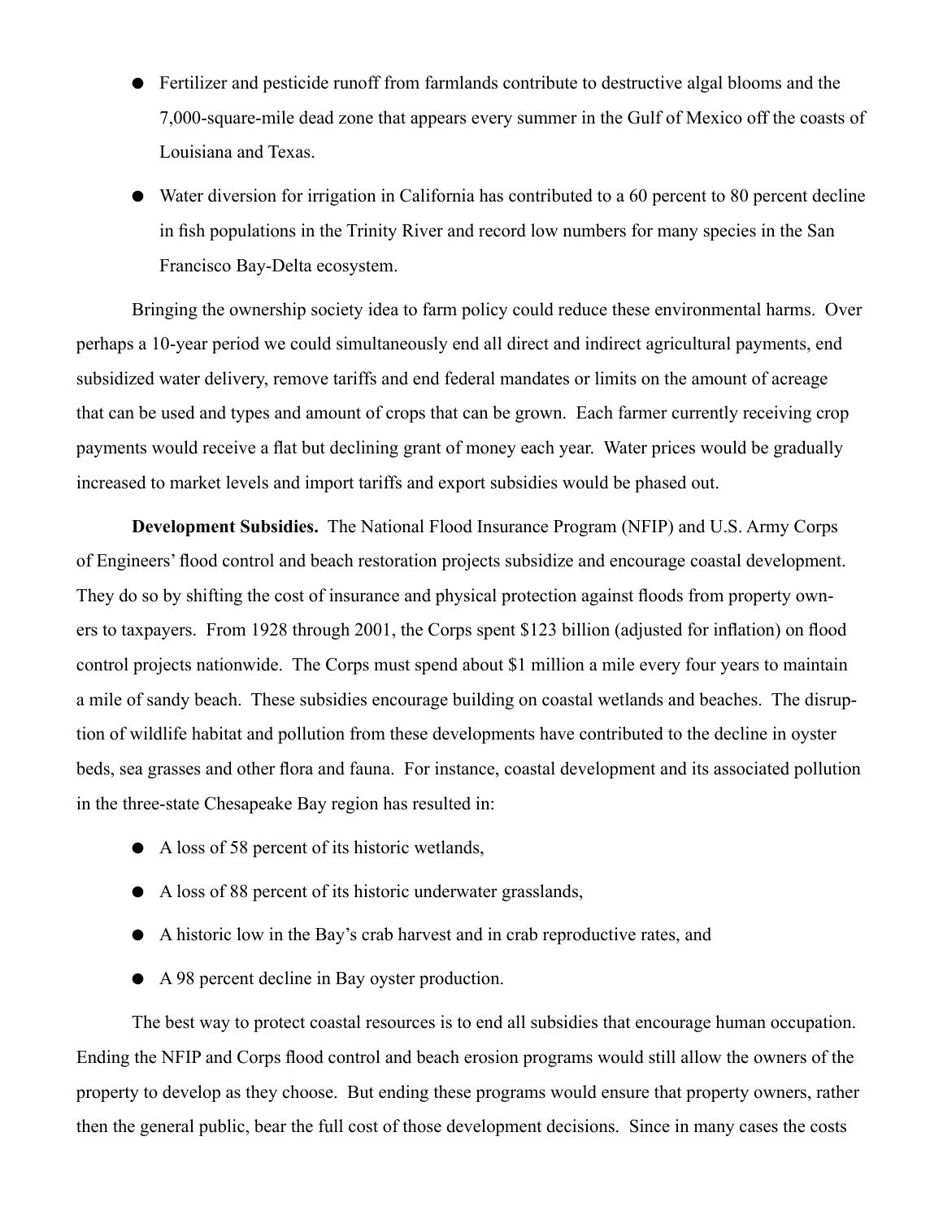- Fertilizer and pesticide runoff from farmlands contribute to destructive algal blooms and the 7,000-square-mile dead zone that appears every summer in the Gulf of Mexico off the coasts of Louisiana and Texas.
- Water diversion for irrigation in California has contributed to a 60 percent to 80 percent decline in fish populations in the Trinity River and record low numbers for many species in the San Francisco Bay-Delta ecosystem.

Bringing the ownership society idea to farm policy could reduce these environmental harms. Over perhaps a 10-year period we could simultaneously end all direct and indirect agricultural payments, end subsidized water delivery, remove tariffs and end federal mandates or limits on the amount of acreage that can be used and types and amount of crops that can be grown. Each farmer currently receiving crop payments would receive a flat but declining grant of money each year. Water prices would be gradually increased to market levels and import tariffs and export subsidies would be phased out.

**Development Subsidies.** The National Flood Insurance Program (NFIP) and U.S. Army Corps of Engineers' flood control and beach restoration projects subsidize and encourage coastal development. They do so by shifting the cost of insurance and physical protection against floods from property owners to taxpayers. From 1928 through 2001, the Corps spent $123 billion (adjusted for inflation) on flood control projects nationwide. The Corps must spend about $1 million a mile every four years to maintain a mile of sandy beach. These subsidies encourage building on coastal wetlands and beaches. The disruption of wildlife habitat and pollution from these developments have contributed to the decline in oyster beds, sea grasses and other flora and fauna. For instance, coastal development and its associated pollution in the three-state Chesapeake Bay region has resulted in:

- A loss of 58 percent of its historic wetlands,
- A loss of 88 percent of its historic underwater grasslands,
- A historic low in the Bay's crab harvest and in crab reproductive rates, and
- A 98 percent decline in Bay oyster production.

The best way to protect coastal resources is to end all subsidies that encourage human occupation. Ending the NFIP and Corps flood control and beach erosion programs would still allow the owners of the property to develop as they choose. But ending these programs would ensure that property owners, rather then the general public, bear the full cost of those development decisions. Since in many cases the costs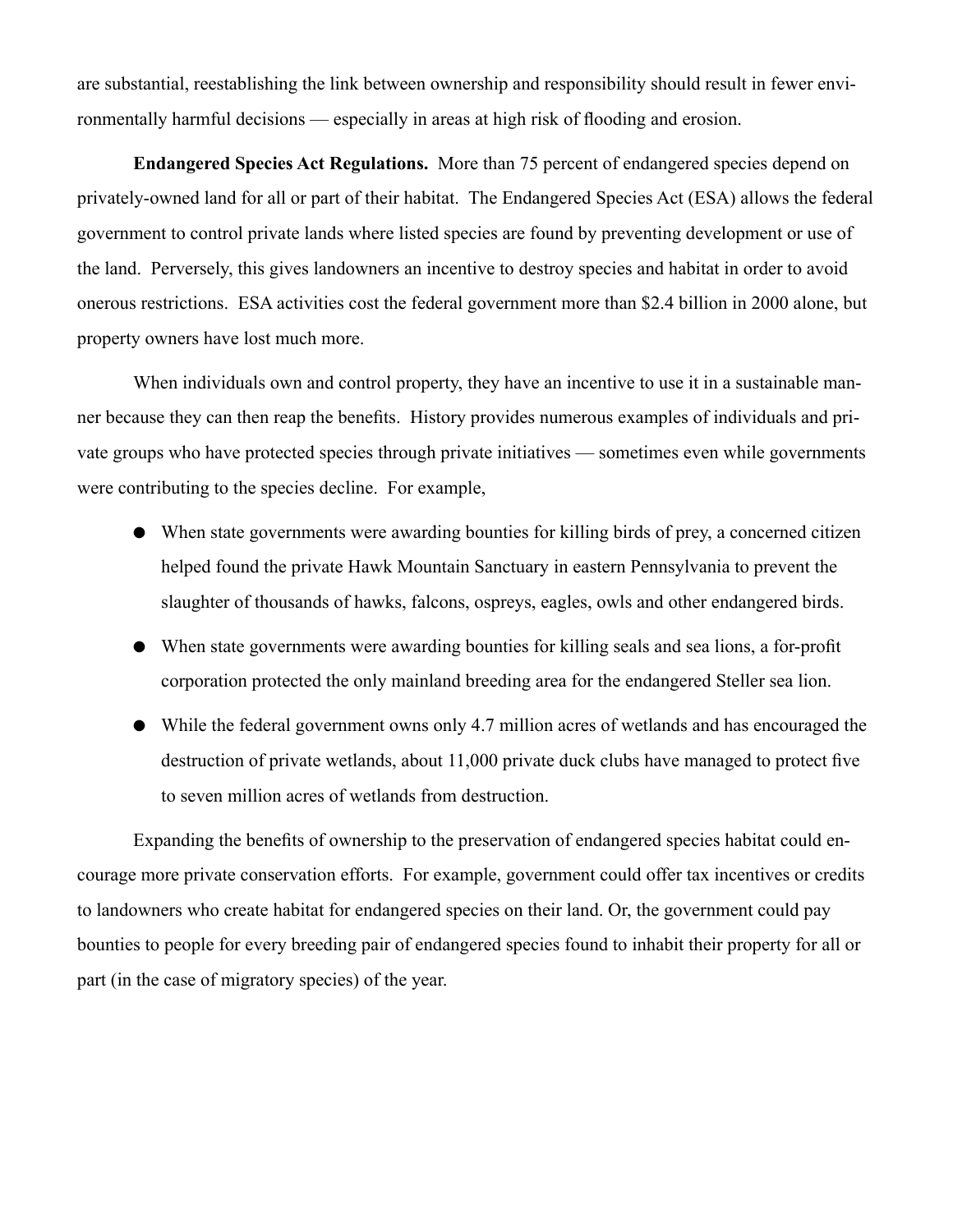are substantial, reestablishing the link between ownership and responsibility should result in fewer environmentally harmful decisions — especially in areas at high risk of flooding and erosion.

**Endangered Species Act Regulations.** More than 75 percent of endangered species depend on privately-owned land for all or part of their habitat. The Endangered Species Act (ESA) allows the federal government to control private lands where listed species are found by preventing development or use of the land. Perversely, this gives landowners an incentive to destroy species and habitat in order to avoid onerous restrictions. ESA activities cost the federal government more than $2.4 billion in 2000 alone, but property owners have lost much more.

When individuals own and control property, they have an incentive to use it in a sustainable manner because they can then reap the benefits. History provides numerous examples of individuals and private groups who have protected species through private initiatives — sometimes even while governments were contributing to the species decline. For example,

- When state governments were awarding bounties for killing birds of prey, a concerned citizen helped found the private Hawk Mountain Sanctuary in eastern Pennsylvania to prevent the slaughter of thousands of hawks, falcons, ospreys, eagles, owls and other endangered birds.
- When state governments were awarding bounties for killing seals and sea lions, a for-profit corporation protected the only mainland breeding area for the endangered Steller sea lion.
- While the federal government owns only 4.7 million acres of wetlands and has encouraged the destruction of private wetlands, about 11,000 private duck clubs have managed to protect five to seven million acres of wetlands from destruction.

Expanding the benefits of ownership to the preservation of endangered species habitat could encourage more private conservation efforts. For example, government could offer tax incentives or credits to landowners who create habitat for endangered species on their land. Or, the government could pay bounties to people for every breeding pair of endangered species found to inhabit their property for all or part (in the case of migratory species) of the year.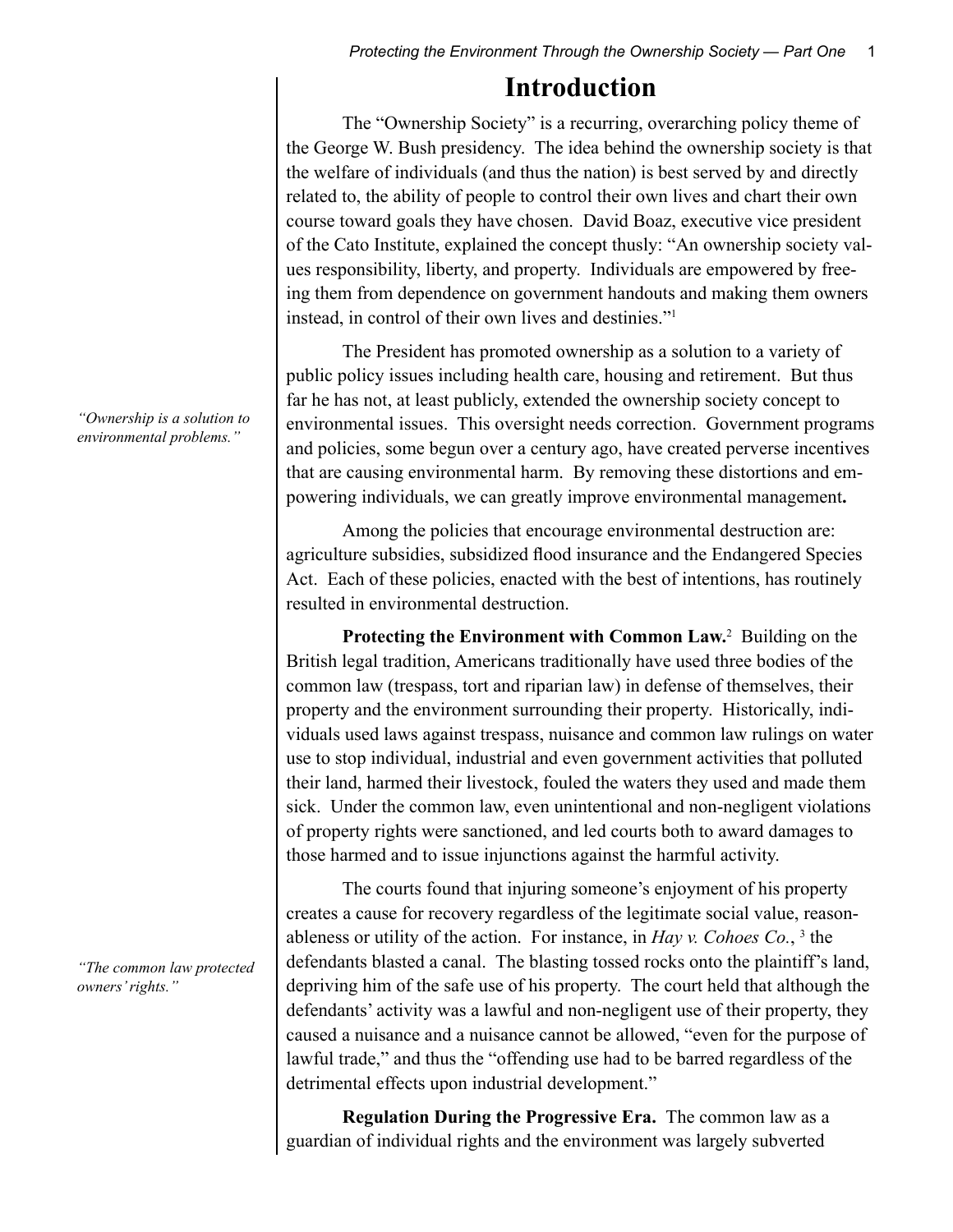# Introduction

The "Ownership Society" is a recurring, overarching policy theme of the George W. Bush presidency. The idea behind the ownership society is that the welfare of individuals (and thus the nation) is best served by and directly related to, the ability of people to control their own lives and chart their own course toward goals they have chosen. David Boaz, executive vice president of the Cato Institute, explained the concept thusly: "An ownership society values responsibility, liberty, and property. Individuals are empowered by freeing them from dependence on government handouts and making them owners instead, in control of their own lives and destinies."[1]

*"Ownership is a solution to environmental problems."*

The President has promoted ownership as a solution to a variety of public policy issues including health care, housing and retirement. But thus far he has not, at least publicly, extended the ownership society concept to environmental issues. This oversight needs correction. Government programs and policies, some begun over a century ago, have created perverse incentives that are causing environmental harm. By removing these distortions and empowering individuals, we can greatly improve environmental management**.**

Among the policies that encourage environmental destruction are: agriculture subsidies, subsidized flood insurance and the Endangered Species Act. Each of these policies, enacted with the best of intentions, has routinely resulted in environmental destruction.

**Protecting the Environment with Common Law.**[2] Building on the British legal tradition, Americans traditionally have used three bodies of the common law (trespass, tort and riparian law) in defense of themselves, their property and the environment surrounding their property. Historically, individuals used laws against trespass, nuisance and common law rulings on water use to stop individual, industrial and even government activities that polluted their land, harmed their livestock, fouled the waters they used and made them sick. Under the common law, even unintentional and non-negligent violations of property rights were sanctioned, and led courts both to award damages to those harmed and to issue injunctions against the harmful activity.

*"The common law protected owners' rights."*

The courts found that injuring someone's enjoyment of his property creates a cause for recovery regardless of the legitimate social value, reasonableness or utility of the action. For instance, in *Hay v. Cohoes Co.*, [3] the defendants blasted a canal. The blasting tossed rocks onto the plaintiff's land, depriving him of the safe use of his property. The court held that although the defendants' activity was a lawful and non-negligent use of their property, they caused a nuisance and a nuisance cannot be allowed, "even for the purpose of lawful trade," and thus the "offending use had to be barred regardless of the detrimental effects upon industrial development."

**Regulation During the Progressive Era.** The common law as a guardian of individual rights and the environment was largely subverted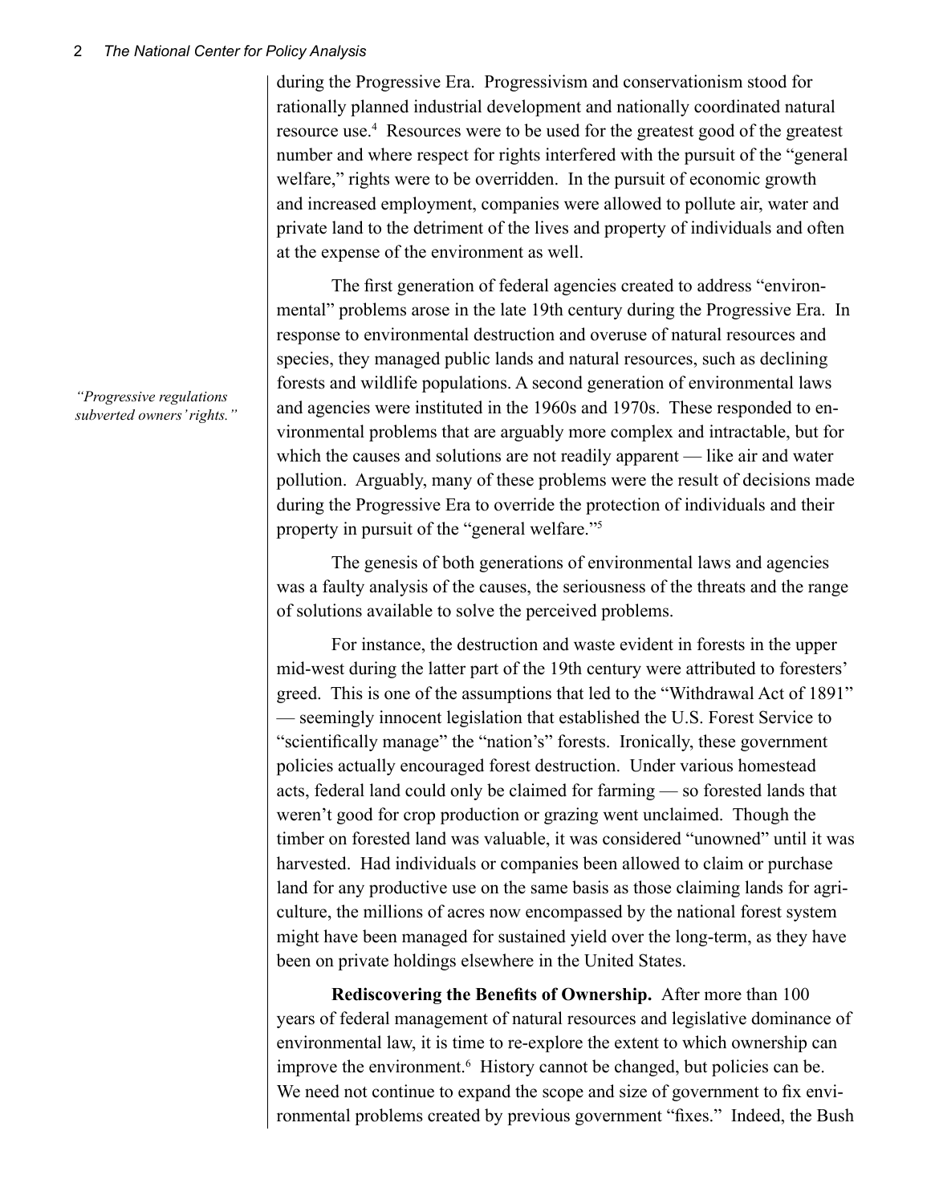during the Progressive Era. Progressivism and conservationism stood for rationally planned industrial development and nationally coordinated natural resource use.[4] Resources were to be used for the greatest good of the greatest number and where respect for rights interfered with the pursuit of the "general welfare," rights were to be overridden. In the pursuit of economic growth and increased employment, companies were allowed to pollute air, water and private land to the detriment of the lives and property of individuals and often at the expense of the environment as well.

The first generation of federal agencies created to address "environmental" problems arose in the late 19th century during the Progressive Era. In response to environmental destruction and overuse of natural resources and species, they managed public lands and natural resources, such as declining forests and wildlife populations. A second generation of environmental laws and agencies were instituted in the 1960s and 1970s. These responded to environmental problems that are arguably more complex and intractable, but for which the causes and solutions are not readily apparent — like air and water pollution. Arguably, many of these problems were the result of decisions made during the Progressive Era to override the protection of individuals and their property in pursuit of the "general welfare."[5]

*"Progressive regulations subverted owners' rights."*

The genesis of both generations of environmental laws and agencies was a faulty analysis of the causes, the seriousness of the threats and the range of solutions available to solve the perceived problems.

For instance, the destruction and waste evident in forests in the upper mid-west during the latter part of the 19th century were attributed to foresters' greed. This is one of the assumptions that led to the "Withdrawal Act of 1891" — seemingly innocent legislation that established the U.S. Forest Service to "scientifically manage" the "nation's" forests. Ironically, these government policies actually encouraged forest destruction. Under various homestead acts, federal land could only be claimed for farming — so forested lands that weren't good for crop production or grazing went unclaimed. Though the timber on forested land was valuable, it was considered "unowned" until it was harvested. Had individuals or companies been allowed to claim or purchase land for any productive use on the same basis as those claiming lands for agriculture, the millions of acres now encompassed by the national forest system might have been managed for sustained yield over the long-term, as they have been on private holdings elsewhere in the United States.

**Rediscovering the Benefits of Ownership.** After more than 100 years of federal management of natural resources and legislative dominance of environmental law, it is time to re-explore the extent to which ownership can improve the environment.[6] History cannot be changed, but policies can be. We need not continue to expand the scope and size of government to fix environmental problems created by previous government "fixes." Indeed, the Bush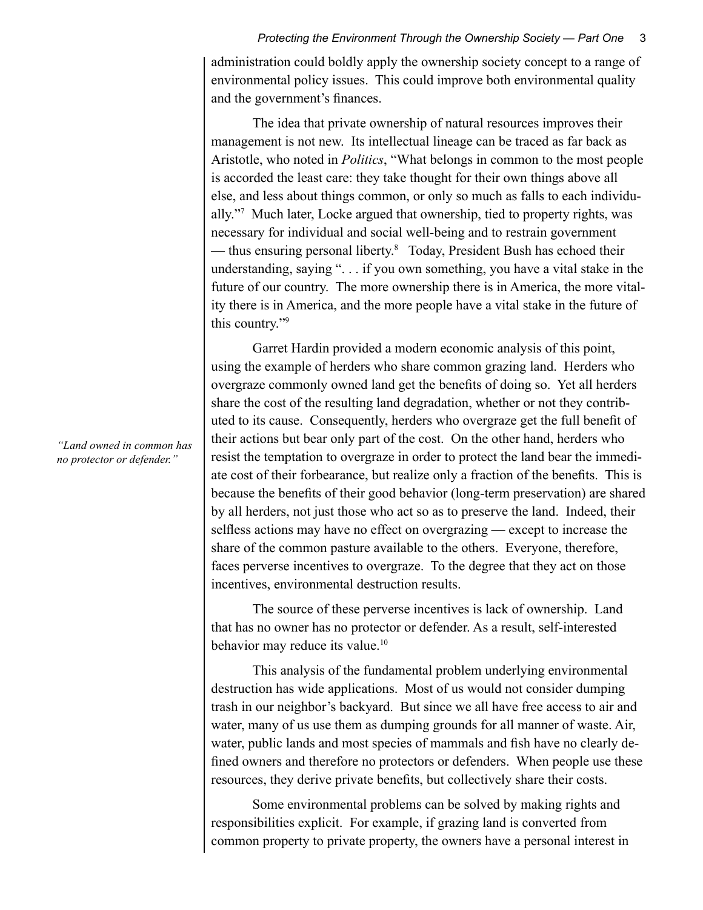administration could boldly apply the ownership society concept to a range of environmental policy issues. This could improve both environmental quality and the government's finances.

The idea that private ownership of natural resources improves their management is not new. Its intellectual lineage can be traced as far back as Aristotle, who noted in *Politics*, "What belongs in common to the most people is accorded the least care: they take thought for their own things above all else, and less about things common, or only so much as falls to each individually."[7] Much later, Locke argued that ownership, tied to property rights, was necessary for individual and social well-being and to restrain government — thus ensuring personal liberty.[8] Today, President Bush has echoed their understanding, saying ". . . if you own something, you have a vital stake in the future of our country. The more ownership there is in America, the more vitality there is in America, and the more people have a vital stake in the future of this country."[9]

*"Land owned in common has no protector or defender."*

Garret Hardin provided a modern economic analysis of this point, using the example of herders who share common grazing land. Herders who overgraze commonly owned land get the benefits of doing so. Yet all herders share the cost of the resulting land degradation, whether or not they contributed to its cause. Consequently, herders who overgraze get the full benefit of their actions but bear only part of the cost. On the other hand, herders who resist the temptation to overgraze in order to protect the land bear the immediate cost of their forbearance, but realize only a fraction of the benefits. This is because the benefits of their good behavior (long-term preservation) are shared by all herders, not just those who act so as to preserve the land. Indeed, their selfless actions may have no effect on overgrazing — except to increase the share of the common pasture available to the others. Everyone, therefore, faces perverse incentives to overgraze. To the degree that they act on those incentives, environmental destruction results.

The source of these perverse incentives is lack of ownership. Land that has no owner has no protector or defender. As a result, self-interested behavior may reduce its value.[10]

This analysis of the fundamental problem underlying environmental destruction has wide applications. Most of us would not consider dumping trash in our neighbor's backyard. But since we all have free access to air and water, many of us use them as dumping grounds for all manner of waste. Air, water, public lands and most species of mammals and fish have no clearly defined owners and therefore no protectors or defenders. When people use these resources, they derive private benefits, but collectively share their costs.

Some environmental problems can be solved by making rights and responsibilities explicit. For example, if grazing land is converted from common property to private property, the owners have a personal interest in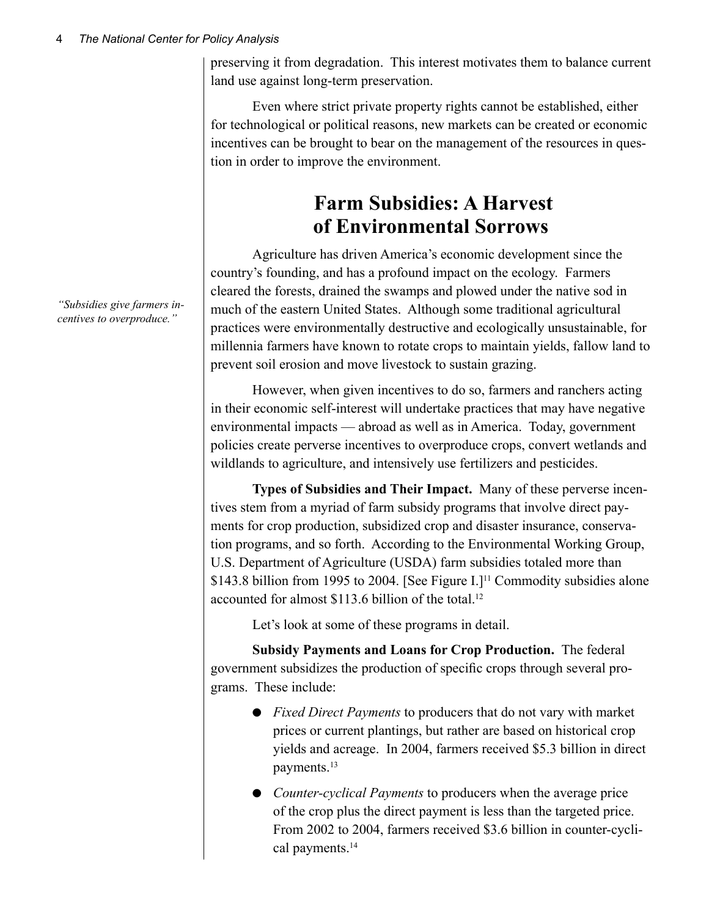preserving it from degradation. This interest motivates them to balance current land use against long-term preservation.

Even where strict private property rights cannot be established, either for technological or political reasons, new markets can be created or economic incentives can be brought to bear on the management of the resources in question in order to improve the environment.

## Farm Subsidies: A Harvest of Environmental Sorrows

*"Subsidies give farmers incentives to overproduce."*

Agriculture has driven America's economic development since the country's founding, and has a profound impact on the ecology. Farmers cleared the forests, drained the swamps and plowed under the native sod in much of the eastern United States. Although some traditional agricultural practices were environmentally destructive and ecologically unsustainable, for millennia farmers have known to rotate crops to maintain yields, fallow land to prevent soil erosion and move livestock to sustain grazing.

However, when given incentives to do so, farmers and ranchers acting in their economic self-interest will undertake practices that may have negative environmental impacts — abroad as well as in America. Today, government policies create perverse incentives to overproduce crops, convert wetlands and wildlands to agriculture, and intensively use fertilizers and pesticides.

**Types of Subsidies and Their Impact.** Many of these perverse incentives stem from a myriad of farm subsidy programs that involve direct payments for crop production, subsidized crop and disaster insurance, conservation programs, and so forth. According to the Environmental Working Group, U.S. Department of Agriculture (USDA) farm subsidies totaled more than $143.8 billion from 1995 to 2004. [See Figure I.][11] Commodity subsidies alone accounted for almost $113.6 billion of the total.[12]

Let's look at some of these programs in detail.

**Subsidy Payments and Loans for Crop Production.** The federal government subsidizes the production of specific crops through several programs. These include:

- *Fixed Direct Payments* to producers that do not vary with market prices or current plantings, but rather are based on historical crop yields and acreage. In 2004, farmers received $5.3 billion in direct payments.[13]
- *Counter-cyclical Payments* to producers when the average price of the crop plus the direct payment is less than the targeted price. From 2002 to 2004, farmers received $3.6 billion in counter-cyclical payments.[14]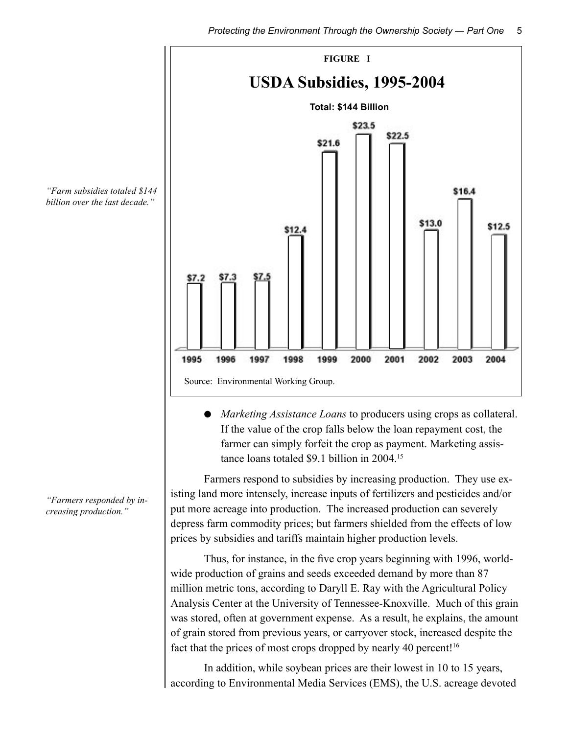**FIGURE I**

## USDA Subsidies, 1995-2004

**Total: $144 Billion**

| Year | Subsidies (billions) |
|---|---|
| 1995 | $7.2 |
| 1996 | $7.3 |
| 1997 | $7.5 |
| 1998 | $12.4 |
| 1999 | $21.6 |
| 2000 | $23.5 |
| 2001 | $22.5 |
| 2002 | $13.0 |
| 2003 | $16.4 |
| 2004 | $12.5 |

Source: Environmental Working Group.

*"Farm subsidies totaled $144 billion over the last decade."*

- *Marketing Assistance Loans* to producers using crops as collateral. If the value of the crop falls below the loan repayment cost, the farmer can simply forfeit the crop as payment. Marketing assistance loans totaled $9.1 billion in 2004.[15]

*"Farmers responded by increasing production."*

Farmers respond to subsidies by increasing production. They use existing land more intensely, increase inputs of fertilizers and pesticides and/or put more acreage into production. The increased production can severely depress farm commodity prices; but farmers shielded from the effects of low prices by subsidies and tariffs maintain higher production levels.

Thus, for instance, in the five crop years beginning with 1996, worldwide production of grains and seeds exceeded demand by more than 87 million metric tons, according to Daryll E. Ray with the Agricultural Policy Analysis Center at the University of Tennessee-Knoxville. Much of this grain was stored, often at government expense. As a result, he explains, the amount of grain stored from previous years, or carryover stock, increased despite the fact that the prices of most crops dropped by nearly 40 percent![16]

In addition, while soybean prices are their lowest in 10 to 15 years, according to Environmental Media Services (EMS), the U.S. acreage devoted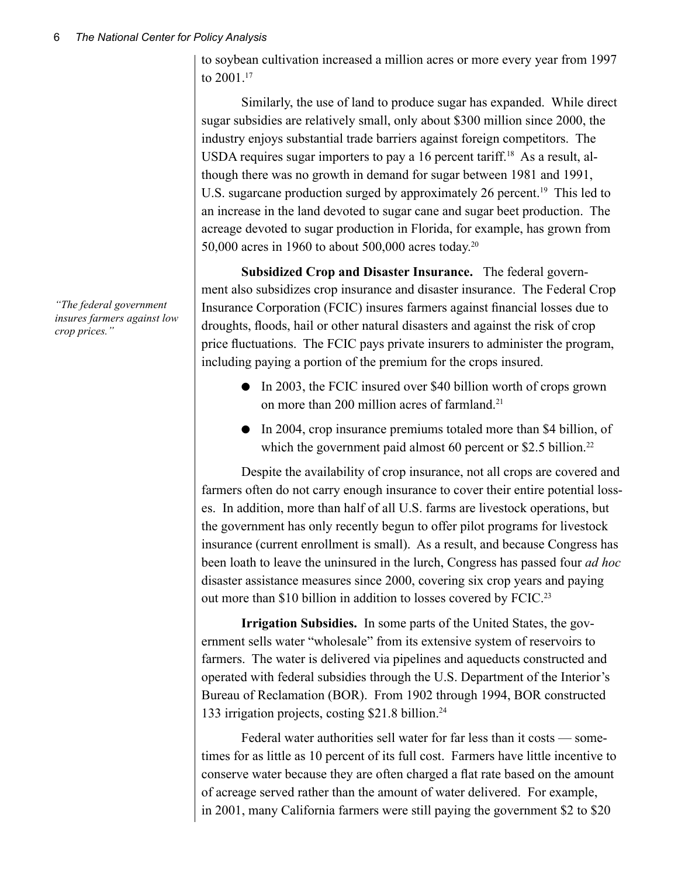to soybean cultivation increased a million acres or more every year from 1997 to 2001.[17]

Similarly, the use of land to produce sugar has expanded. While direct sugar subsidies are relatively small, only about $300 million since 2000, the industry enjoys substantial trade barriers against foreign competitors. The USDA requires sugar importers to pay a 16 percent tariff.[18] As a result, although there was no growth in demand for sugar between 1981 and 1991, U.S. sugarcane production surged by approximately 26 percent.[19] This led to an increase in the land devoted to sugar cane and sugar beet production. The acreage devoted to sugar production in Florida, for example, has grown from 50,000 acres in 1960 to about 500,000 acres today.[20]

*"The federal government insures farmers against low crop prices."*

**Subsidized Crop and Disaster Insurance.** The federal government also subsidizes crop insurance and disaster insurance. The Federal Crop Insurance Corporation (FCIC) insures farmers against financial losses due to droughts, floods, hail or other natural disasters and against the risk of crop price fluctuations. The FCIC pays private insurers to administer the program, including paying a portion of the premium for the crops insured.

- In 2003, the FCIC insured over $40 billion worth of crops grown on more than 200 million acres of farmland.[21]
- In 2004, crop insurance premiums totaled more than $4 billion, of which the government paid almost 60 percent or $2.5 billion.[22]

Despite the availability of crop insurance, not all crops are covered and farmers often do not carry enough insurance to cover their entire potential losses. In addition, more than half of all U.S. farms are livestock operations, but the government has only recently begun to offer pilot programs for livestock insurance (current enrollment is small). As a result, and because Congress has been loath to leave the uninsured in the lurch, Congress has passed four *ad hoc* disaster assistance measures since 2000, covering six crop years and paying out more than $10 billion in addition to losses covered by FCIC.[23]

**Irrigation Subsidies.** In some parts of the United States, the government sells water "wholesale" from its extensive system of reservoirs to farmers. The water is delivered via pipelines and aqueducts constructed and operated with federal subsidies through the U.S. Department of the Interior's Bureau of Reclamation (BOR). From 1902 through 1994, BOR constructed 133 irrigation projects, costing $21.8 billion.[24]

Federal water authorities sell water for far less than it costs — sometimes for as little as 10 percent of its full cost. Farmers have little incentive to conserve water because they are often charged a flat rate based on the amount of acreage served rather than the amount of water delivered. For example, in 2001, many California farmers were still paying the government $2 to $20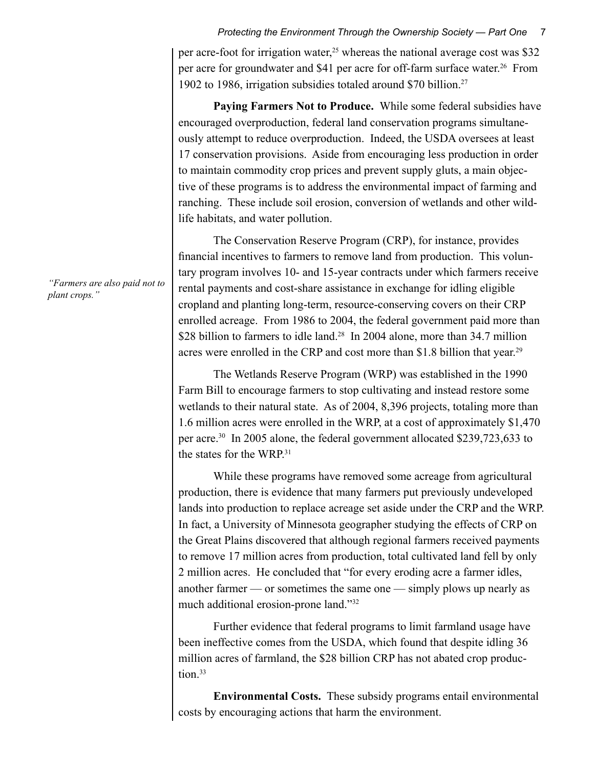per acre-foot for irrigation water,[25] whereas the national average cost was $32 per acre for groundwater and $41 per acre for off-farm surface water.[26] From 1902 to 1986, irrigation subsidies totaled around $70 billion.[27]

**Paying Farmers Not to Produce.** While some federal subsidies have encouraged overproduction, federal land conservation programs simultaneously attempt to reduce overproduction. Indeed, the USDA oversees at least 17 conservation provisions. Aside from encouraging less production in order to maintain commodity crop prices and prevent supply gluts, a main objective of these programs is to address the environmental impact of farming and ranching. These include soil erosion, conversion of wetlands and other wildlife habitats, and water pollution.

*"Farmers are also paid not to plant crops."*

The Conservation Reserve Program (CRP), for instance, provides financial incentives to farmers to remove land from production. This voluntary program involves 10- and 15-year contracts under which farmers receive rental payments and cost-share assistance in exchange for idling eligible cropland and planting long-term, resource-conserving covers on their CRP enrolled acreage. From 1986 to 2004, the federal government paid more than $28 billion to farmers to idle land.[28] In 2004 alone, more than 34.7 million acres were enrolled in the CRP and cost more than $1.8 billion that year.[29]

The Wetlands Reserve Program (WRP) was established in the 1990 Farm Bill to encourage farmers to stop cultivating and instead restore some wetlands to their natural state. As of 2004, 8,396 projects, totaling more than 1.6 million acres were enrolled in the WRP, at a cost of approximately $1,470 per acre.[30] In 2005 alone, the federal government allocated $239,723,633 to the states for the WRP.[31]

While these programs have removed some acreage from agricultural production, there is evidence that many farmers put previously undeveloped lands into production to replace acreage set aside under the CRP and the WRP. In fact, a University of Minnesota geographer studying the effects of CRP on the Great Plains discovered that although regional farmers received payments to remove 17 million acres from production, total cultivated land fell by only 2 million acres. He concluded that "for every eroding acre a farmer idles, another farmer — or sometimes the same one — simply plows up nearly as much additional erosion-prone land."[32]

Further evidence that federal programs to limit farmland usage have been ineffective comes from the USDA, which found that despite idling 36 million acres of farmland, the $28 billion CRP has not abated crop production.[33]

**Environmental Costs.** These subsidy programs entail environmental costs by encouraging actions that harm the environment.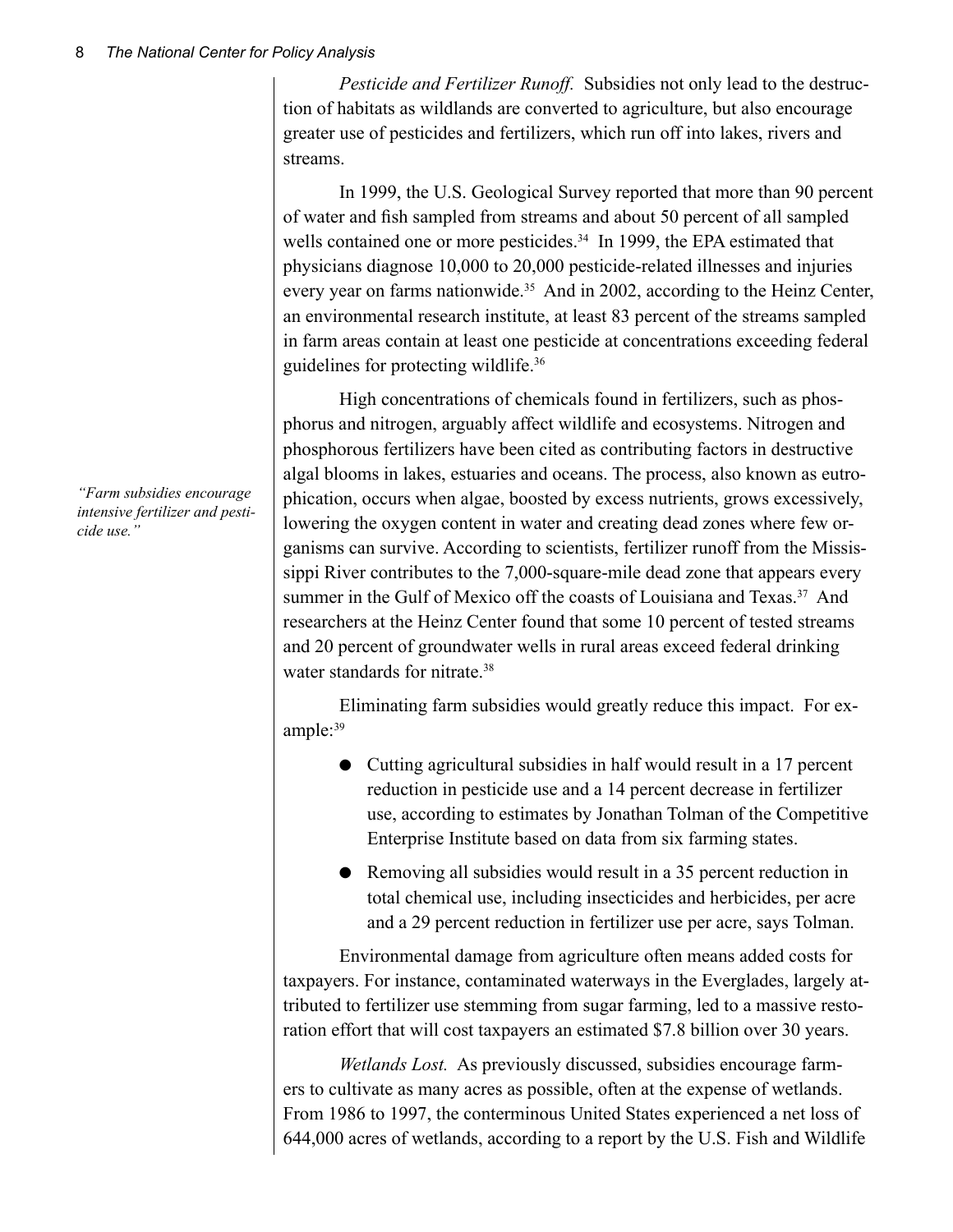*Pesticide and Fertilizer Runoff.* Subsidies not only lead to the destruction of habitats as wildlands are converted to agriculture, but also encourage greater use of pesticides and fertilizers, which run off into lakes, rivers and streams.

In 1999, the U.S. Geological Survey reported that more than 90 percent of water and fish sampled from streams and about 50 percent of all sampled wells contained one or more pesticides.[34] In 1999, the EPA estimated that physicians diagnose 10,000 to 20,000 pesticide-related illnesses and injuries every year on farms nationwide.[35] And in 2002, according to the Heinz Center, an environmental research institute, at least 83 percent of the streams sampled in farm areas contain at least one pesticide at concentrations exceeding federal guidelines for protecting wildlife.[36]

*"Farm subsidies encourage intensive fertilizer and pesticide use."*

High concentrations of chemicals found in fertilizers, such as phosphorus and nitrogen, arguably affect wildlife and ecosystems. Nitrogen and phosphorous fertilizers have been cited as contributing factors in destructive algal blooms in lakes, estuaries and oceans. The process, also known as eutrophication, occurs when algae, boosted by excess nutrients, grows excessively, lowering the oxygen content in water and creating dead zones where few organisms can survive. According to scientists, fertilizer runoff from the Mississippi River contributes to the 7,000-square-mile dead zone that appears every summer in the Gulf of Mexico off the coasts of Louisiana and Texas.[37] And researchers at the Heinz Center found that some 10 percent of tested streams and 20 percent of groundwater wells in rural areas exceed federal drinking water standards for nitrate.[38]

Eliminating farm subsidies would greatly reduce this impact. For example:[39]

- Cutting agricultural subsidies in half would result in a 17 percent reduction in pesticide use and a 14 percent decrease in fertilizer use, according to estimates by Jonathan Tolman of the Competitive Enterprise Institute based on data from six farming states.
- Removing all subsidies would result in a 35 percent reduction in total chemical use, including insecticides and herbicides, per acre and a 29 percent reduction in fertilizer use per acre, says Tolman.

Environmental damage from agriculture often means added costs for taxpayers. For instance, contaminated waterways in the Everglades, largely attributed to fertilizer use stemming from sugar farming, led to a massive restoration effort that will cost taxpayers an estimated $7.8 billion over 30 years.

*Wetlands Lost.* As previously discussed, subsidies encourage farmers to cultivate as many acres as possible, often at the expense of wetlands. From 1986 to 1997, the conterminous United States experienced a net loss of 644,000 acres of wetlands, according to a report by the U.S. Fish and Wildlife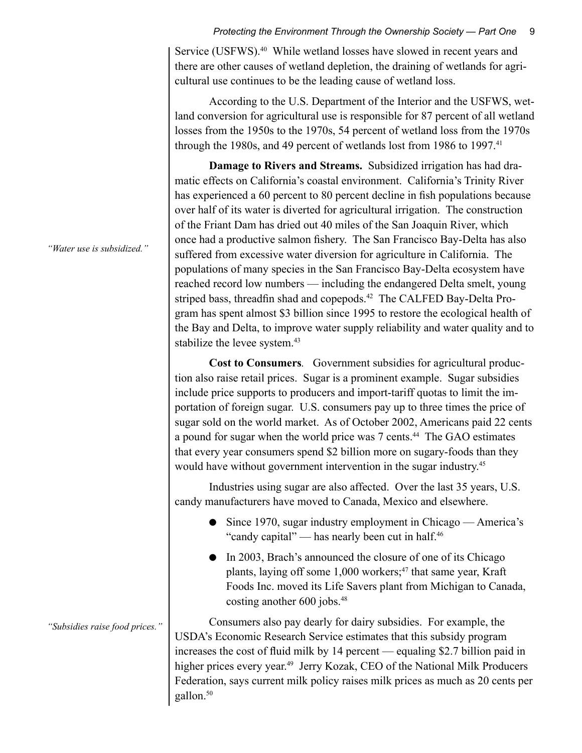Service (USFWS).[40] While wetland losses have slowed in recent years and there are other causes of wetland depletion, the draining of wetlands for agricultural use continues to be the leading cause of wetland loss.

According to the U.S. Department of the Interior and the USFWS, wetland conversion for agricultural use is responsible for 87 percent of all wetland losses from the 1950s to the 1970s, 54 percent of wetland loss from the 1970s through the 1980s, and 49 percent of wetlands lost from 1986 to 1997.[41]

*"Water use is subsidized."*

**Damage to Rivers and Streams.** Subsidized irrigation has had dramatic effects on California's coastal environment. California's Trinity River has experienced a 60 percent to 80 percent decline in fish populations because over half of its water is diverted for agricultural irrigation. The construction of the Friant Dam has dried out 40 miles of the San Joaquin River, which once had a productive salmon fishery. The San Francisco Bay-Delta has also suffered from excessive water diversion for agriculture in California. The populations of many species in the San Francisco Bay-Delta ecosystem have reached record low numbers — including the endangered Delta smelt, young striped bass, threadfin shad and copepods.[42] The CALFED Bay-Delta Program has spent almost $3 billion since 1995 to restore the ecological health of the Bay and Delta, to improve water supply reliability and water quality and to stabilize the levee system.[43]

**Cost to Consumers**. Government subsidies for agricultural production also raise retail prices. Sugar is a prominent example. Sugar subsidies include price supports to producers and import-tariff quotas to limit the importation of foreign sugar. U.S. consumers pay up to three times the price of sugar sold on the world market. As of October 2002, Americans paid 22 cents a pound for sugar when the world price was 7 cents.[44] The GAO estimates that every year consumers spend $2 billion more on sugary-foods than they would have without government intervention in the sugar industry.[45]

Industries using sugar are also affected. Over the last 35 years, U.S. candy manufacturers have moved to Canada, Mexico and elsewhere.

- Since 1970, sugar industry employment in Chicago — America's "candy capital" — has nearly been cut in half.[46]
- In 2003, Brach's announced the closure of one of its Chicago plants, laying off some 1,000 workers;[47] that same year, Kraft Foods Inc. moved its Life Savers plant from Michigan to Canada, costing another 600 jobs.[48]

*"Subsidies raise food prices."*

Consumers also pay dearly for dairy subsidies. For example, the USDA's Economic Research Service estimates that this subsidy program increases the cost of fluid milk by 14 percent — equaling $2.7 billion paid in higher prices every year.[49] Jerry Kozak, CEO of the National Milk Producers Federation, says current milk policy raises milk prices as much as 20 cents per gallon.[50]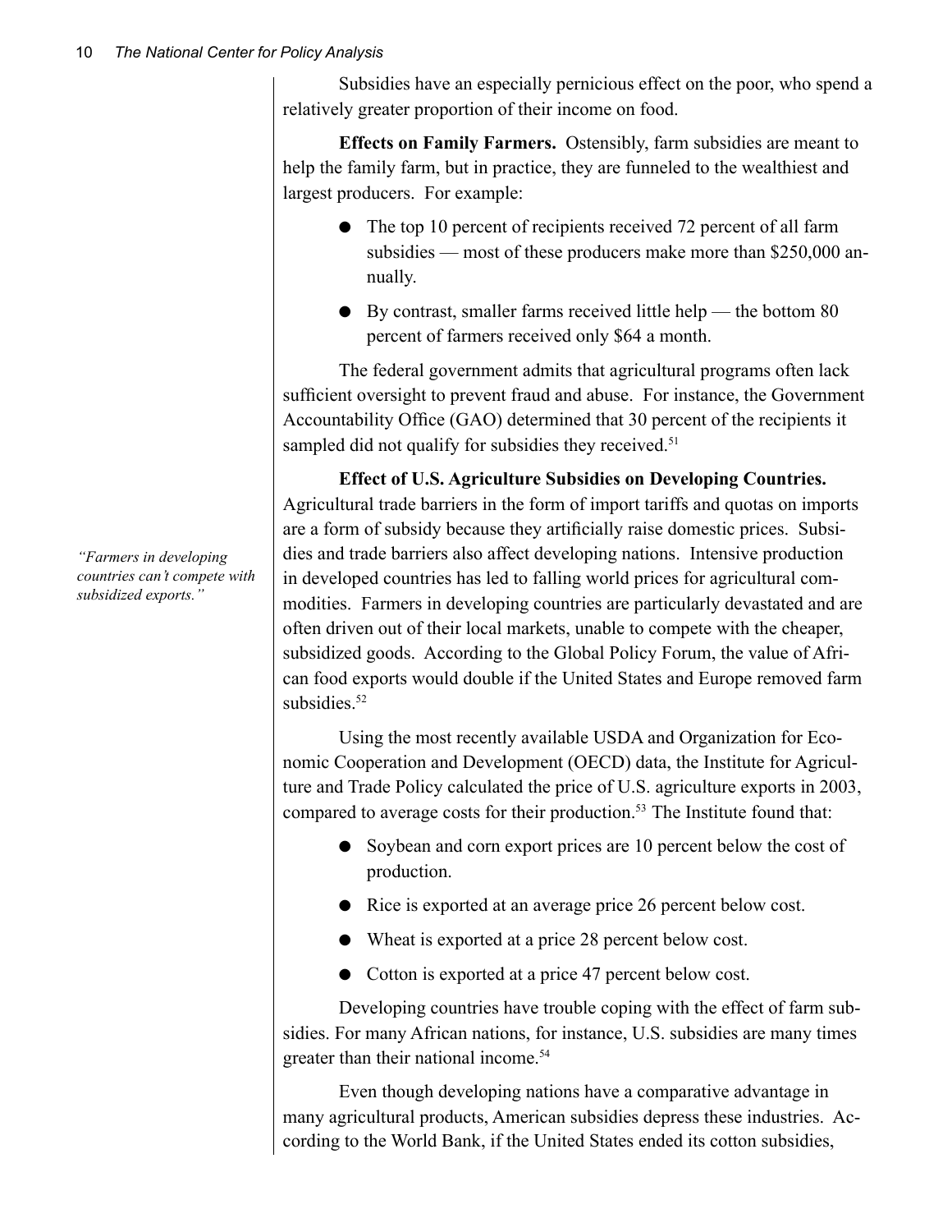Subsidies have an especially pernicious effect on the poor, who spend a relatively greater proportion of their income on food.

**Effects on Family Farmers.** Ostensibly, farm subsidies are meant to help the family farm, but in practice, they are funneled to the wealthiest and largest producers. For example:

- The top 10 percent of recipients received 72 percent of all farm subsidies — most of these producers make more than $250,000 annually.
- By contrast, smaller farms received little help — the bottom 80 percent of farmers received only $64 a month.

The federal government admits that agricultural programs often lack sufficient oversight to prevent fraud and abuse. For instance, the Government Accountability Office (GAO) determined that 30 percent of the recipients it sampled did not qualify for subsidies they received.[51]

*"Farmers in developing countries can't compete with subsidized exports."*

**Effect of U.S. Agriculture Subsidies on Developing Countries.** Agricultural trade barriers in the form of import tariffs and quotas on imports are a form of subsidy because they artificially raise domestic prices. Subsidies and trade barriers also affect developing nations. Intensive production in developed countries has led to falling world prices for agricultural commodities. Farmers in developing countries are particularly devastated and are often driven out of their local markets, unable to compete with the cheaper, subsidized goods. According to the Global Policy Forum, the value of African food exports would double if the United States and Europe removed farm subsidies.[52]

Using the most recently available USDA and Organization for Economic Cooperation and Development (OECD) data, the Institute for Agriculture and Trade Policy calculated the price of U.S. agriculture exports in 2003, compared to average costs for their production.[53] The Institute found that:

- Soybean and corn export prices are 10 percent below the cost of production.
- Rice is exported at an average price 26 percent below cost.
- Wheat is exported at a price 28 percent below cost.
- Cotton is exported at a price 47 percent below cost.

Developing countries have trouble coping with the effect of farm subsidies. For many African nations, for instance, U.S. subsidies are many times greater than their national income.[54]

Even though developing nations have a comparative advantage in many agricultural products, American subsidies depress these industries. According to the World Bank, if the United States ended its cotton subsidies,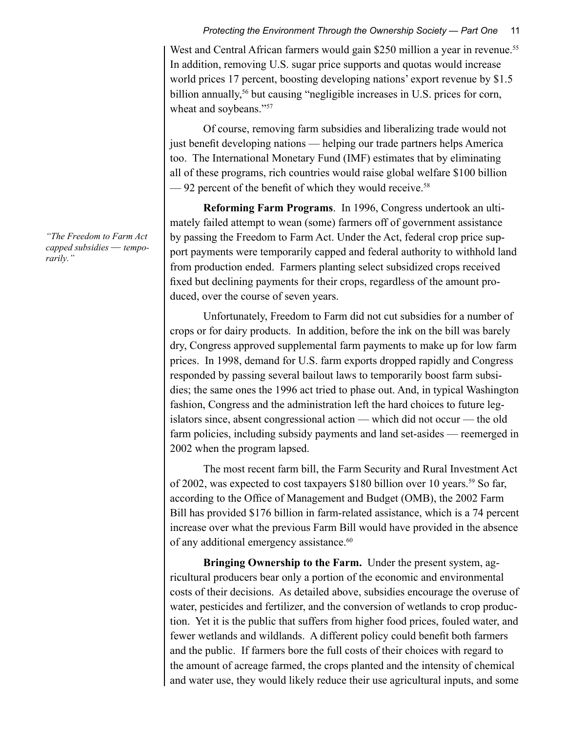West and Central African farmers would gain $250 million a year in revenue.[55] In addition, removing U.S. sugar price supports and quotas would increase world prices 17 percent, boosting developing nations' export revenue by $1.5 billion annually,[56] but causing "negligible increases in U.S. prices for corn, wheat and soybeans."[57]

Of course, removing farm subsidies and liberalizing trade would not just benefit developing nations — helping our trade partners helps America too. The International Monetary Fund (IMF) estimates that by eliminating all of these programs, rich countries would raise global welfare $100 billion — 92 percent of the benefit of which they would receive.[58]

*"The Freedom to Farm Act capped subsidies — temporarily."*

**Reforming Farm Programs**. In 1996, Congress undertook an ultimately failed attempt to wean (some) farmers off of government assistance by passing the Freedom to Farm Act. Under the Act, federal crop price support payments were temporarily capped and federal authority to withhold land from production ended. Farmers planting select subsidized crops received fixed but declining payments for their crops, regardless of the amount produced, over the course of seven years.

Unfortunately, Freedom to Farm did not cut subsidies for a number of crops or for dairy products. In addition, before the ink on the bill was barely dry, Congress approved supplemental farm payments to make up for low farm prices. In 1998, demand for U.S. farm exports dropped rapidly and Congress responded by passing several bailout laws to temporarily boost farm subsidies; the same ones the 1996 act tried to phase out. And, in typical Washington fashion, Congress and the administration left the hard choices to future legislators since, absent congressional action — which did not occur — the old farm policies, including subsidy payments and land set-asides — reemerged in 2002 when the program lapsed.

The most recent farm bill, the Farm Security and Rural Investment Act of 2002, was expected to cost taxpayers $180 billion over 10 years.[59] So far, according to the Office of Management and Budget (OMB), the 2002 Farm Bill has provided $176 billion in farm-related assistance, which is a 74 percent increase over what the previous Farm Bill would have provided in the absence of any additional emergency assistance.[60]

**Bringing Ownership to the Farm.** Under the present system, agricultural producers bear only a portion of the economic and environmental costs of their decisions. As detailed above, subsidies encourage the overuse of water, pesticides and fertilizer, and the conversion of wetlands to crop production. Yet it is the public that suffers from higher food prices, fouled water, and fewer wetlands and wildlands. A different policy could benefit both farmers and the public. If farmers bore the full costs of their choices with regard to the amount of acreage farmed, the crops planted and the intensity of chemical and water use, they would likely reduce their use agricultural inputs, and some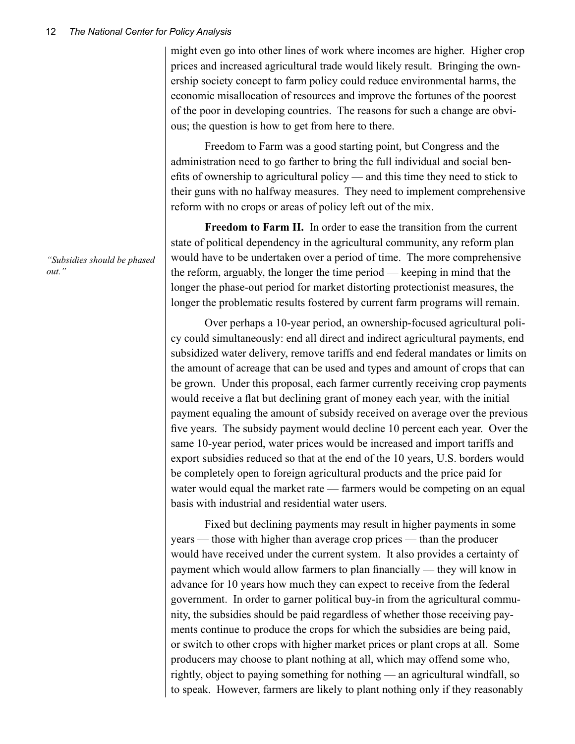might even go into other lines of work where incomes are higher. Higher crop prices and increased agricultural trade would likely result. Bringing the ownership society concept to farm policy could reduce environmental harms, the economic misallocation of resources and improve the fortunes of the poorest of the poor in developing countries. The reasons for such a change are obvious; the question is how to get from here to there.

Freedom to Farm was a good starting point, but Congress and the administration need to go farther to bring the full individual and social benefits of ownership to agricultural policy — and this time they need to stick to their guns with no halfway measures. They need to implement comprehensive reform with no crops or areas of policy left out of the mix.

*"Subsidies should be phased out."*

**Freedom to Farm II.** In order to ease the transition from the current state of political dependency in the agricultural community, any reform plan would have to be undertaken over a period of time. The more comprehensive the reform, arguably, the longer the time period — keeping in mind that the longer the phase-out period for market distorting protectionist measures, the longer the problematic results fostered by current farm programs will remain.

Over perhaps a 10-year period, an ownership-focused agricultural policy could simultaneously: end all direct and indirect agricultural payments, end subsidized water delivery, remove tariffs and end federal mandates or limits on the amount of acreage that can be used and types and amount of crops that can be grown. Under this proposal, each farmer currently receiving crop payments would receive a flat but declining grant of money each year, with the initial payment equaling the amount of subsidy received on average over the previous five years. The subsidy payment would decline 10 percent each year. Over the same 10-year period, water prices would be increased and import tariffs and export subsidies reduced so that at the end of the 10 years, U.S. borders would be completely open to foreign agricultural products and the price paid for water would equal the market rate — farmers would be competing on an equal basis with industrial and residential water users.

Fixed but declining payments may result in higher payments in some years — those with higher than average crop prices — than the producer would have received under the current system. It also provides a certainty of payment which would allow farmers to plan financially — they will know in advance for 10 years how much they can expect to receive from the federal government. In order to garner political buy-in from the agricultural community, the subsidies should be paid regardless of whether those receiving payments continue to produce the crops for which the subsidies are being paid, or switch to other crops with higher market prices or plant crops at all. Some producers may choose to plant nothing at all, which may offend some who, rightly, object to paying something for nothing — an agricultural windfall, so to speak. However, farmers are likely to plant nothing only if they reasonably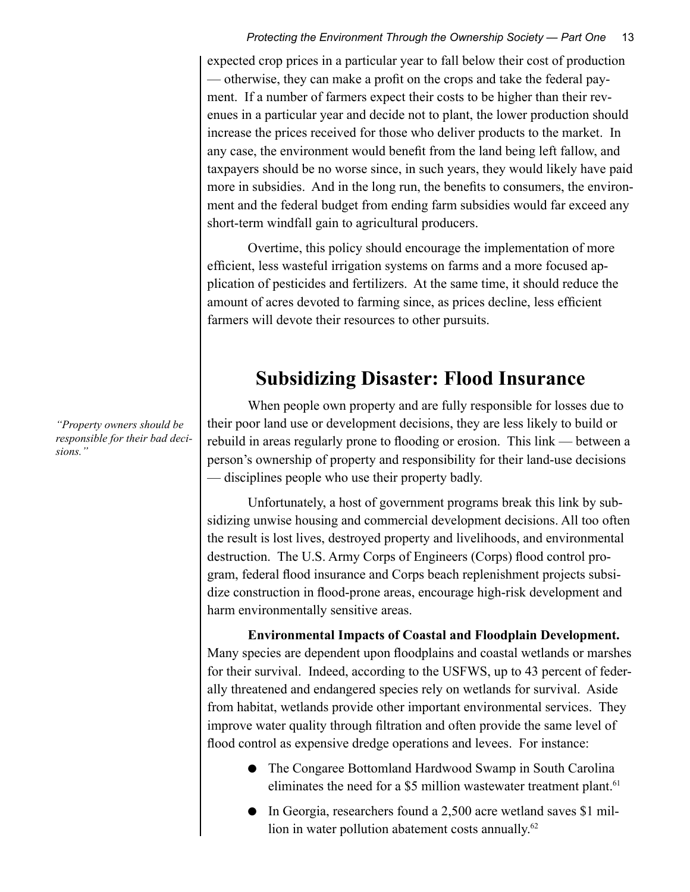expected crop prices in a particular year to fall below their cost of production — otherwise, they can make a profit on the crops and take the federal payment. If a number of farmers expect their costs to be higher than their revenues in a particular year and decide not to plant, the lower production should increase the prices received for those who deliver products to the market. In any case, the environment would benefit from the land being left fallow, and taxpayers should be no worse since, in such years, they would likely have paid more in subsidies. And in the long run, the benefits to consumers, the environment and the federal budget from ending farm subsidies would far exceed any short-term windfall gain to agricultural producers.

Overtime, this policy should encourage the implementation of more efficient, less wasteful irrigation systems on farms and a more focused application of pesticides and fertilizers. At the same time, it should reduce the amount of acres devoted to farming since, as prices decline, less efficient farmers will devote their resources to other pursuits.

## Subsidizing Disaster: Flood Insurance

*"Property owners should be responsible for their bad decisions."*

When people own property and are fully responsible for losses due to their poor land use or development decisions, they are less likely to build or rebuild in areas regularly prone to flooding or erosion. This link — between a person's ownership of property and responsibility for their land-use decisions — disciplines people who use their property badly.

Unfortunately, a host of government programs break this link by subsidizing unwise housing and commercial development decisions. All too often the result is lost lives, destroyed property and livelihoods, and environmental destruction. The U.S. Army Corps of Engineers (Corps) flood control program, federal flood insurance and Corps beach replenishment projects subsidize construction in flood-prone areas, encourage high-risk development and harm environmentally sensitive areas.

**Environmental Impacts of Coastal and Floodplain Development.** Many species are dependent upon floodplains and coastal wetlands or marshes for their survival. Indeed, according to the USFWS, up to 43 percent of federally threatened and endangered species rely on wetlands for survival. Aside from habitat, wetlands provide other important environmental services. They improve water quality through filtration and often provide the same level of flood control as expensive dredge operations and levees. For instance:

- The Congaree Bottomland Hardwood Swamp in South Carolina eliminates the need for a $5 million wastewater treatment plant.[61]
- In Georgia, researchers found a 2,500 acre wetland saves $1 million in water pollution abatement costs annually.[62]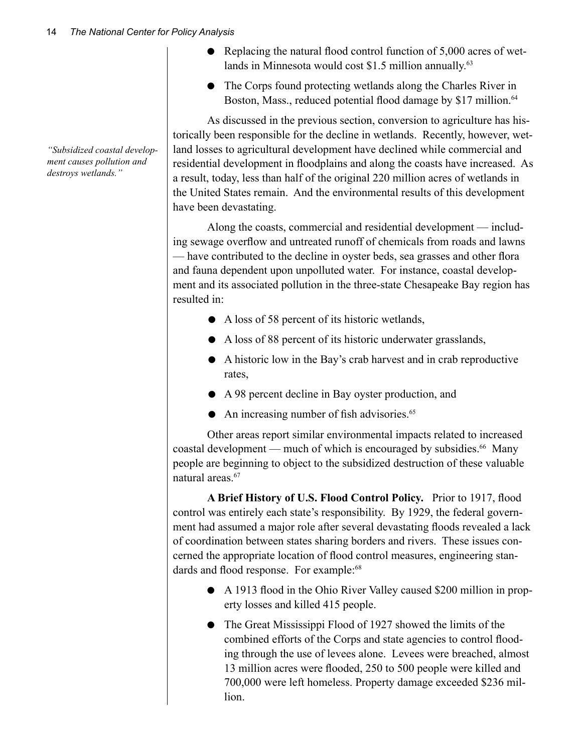- Replacing the natural flood control function of 5,000 acres of wetlands in Minnesota would cost $1.5 million annually.[63]
- The Corps found protecting wetlands along the Charles River in Boston, Mass., reduced potential flood damage by $17 million.[64]

*"Subsidized coastal development causes pollution and destroys wetlands."*

As discussed in the previous section, conversion to agriculture has historically been responsible for the decline in wetlands. Recently, however, wetland losses to agricultural development have declined while commercial and residential development in floodplains and along the coasts have increased. As a result, today, less than half of the original 220 million acres of wetlands in the United States remain. And the environmental results of this development have been devastating.

Along the coasts, commercial and residential development — including sewage overflow and untreated runoff of chemicals from roads and lawns — have contributed to the decline in oyster beds, sea grasses and other flora and fauna dependent upon unpolluted water. For instance, coastal development and its associated pollution in the three-state Chesapeake Bay region has resulted in:

- A loss of 58 percent of its historic wetlands,
- A loss of 88 percent of its historic underwater grasslands,
- A historic low in the Bay's crab harvest and in crab reproductive rates,
- A 98 percent decline in Bay oyster production, and
- An increasing number of fish advisories.[65]

Other areas report similar environmental impacts related to increased coastal development — much of which is encouraged by subsidies.[66] Many people are beginning to object to the subsidized destruction of these valuable natural areas.[67]

**A Brief History of U.S. Flood Control Policy.** Prior to 1917, flood control was entirely each state's responsibility. By 1929, the federal government had assumed a major role after several devastating floods revealed a lack of coordination between states sharing borders and rivers. These issues concerned the appropriate location of flood control measures, engineering standards and flood response. For example:[68]

- A 1913 flood in the Ohio River Valley caused $200 million in property losses and killed 415 people.
- The Great Mississippi Flood of 1927 showed the limits of the combined efforts of the Corps and state agencies to control flooding through the use of levees alone. Levees were breached, almost 13 million acres were flooded, 250 to 500 people were killed and 700,000 were left homeless. Property damage exceeded $236 million.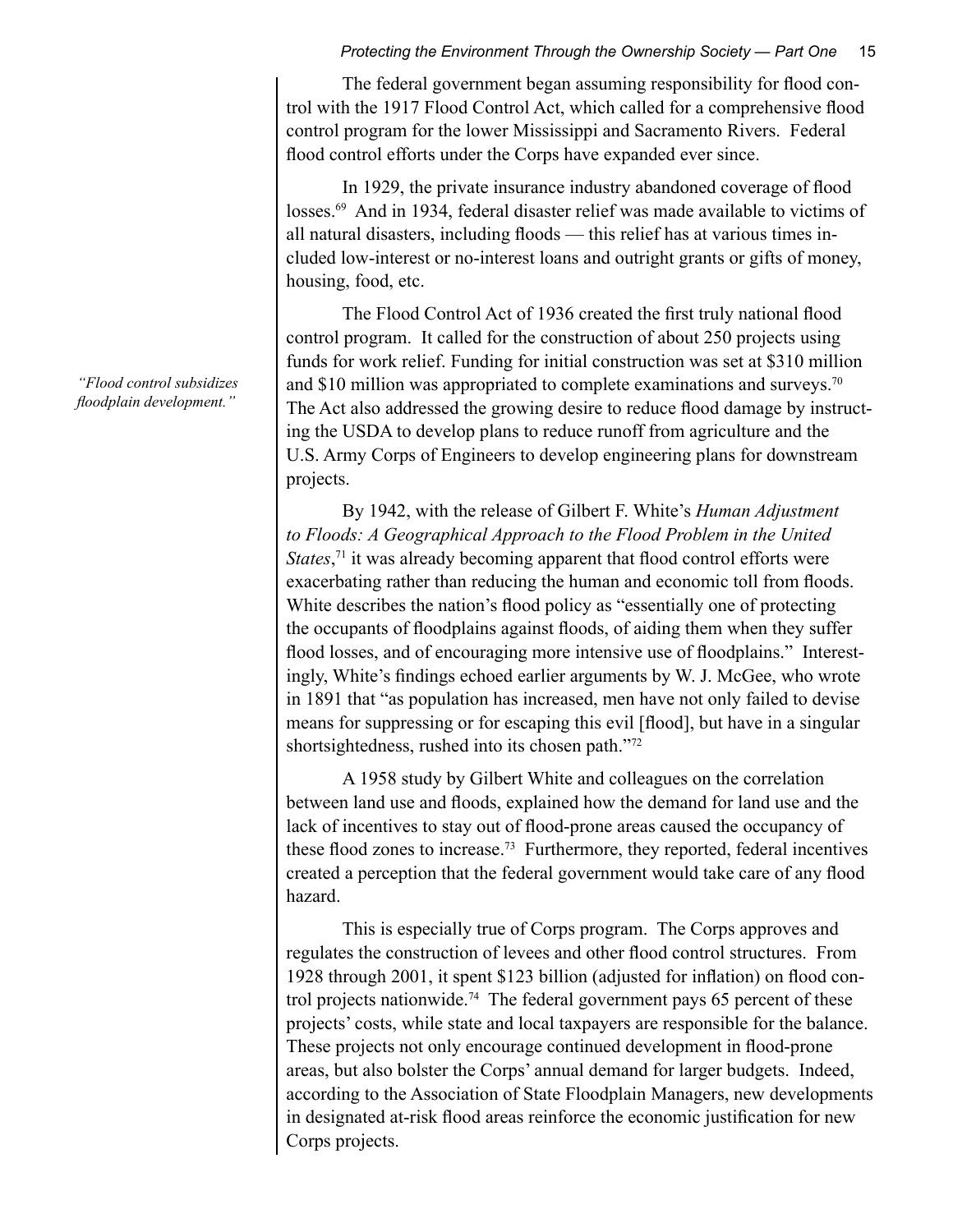The federal government began assuming responsibility for flood control with the 1917 Flood Control Act, which called for a comprehensive flood control program for the lower Mississippi and Sacramento Rivers. Federal flood control efforts under the Corps have expanded ever since.

In 1929, the private insurance industry abandoned coverage of flood losses.[69] And in 1934, federal disaster relief was made available to victims of all natural disasters, including floods — this relief has at various times included low-interest or no-interest loans and outright grants or gifts of money, housing, food, etc.

*"Flood control subsidizes floodplain development."*

The Flood Control Act of 1936 created the first truly national flood control program. It called for the construction of about 250 projects using funds for work relief. Funding for initial construction was set at \$310 million and \$10 million was appropriated to complete examinations and surveys.[70] The Act also addressed the growing desire to reduce flood damage by instructing the USDA to develop plans to reduce runoff from agriculture and the U.S. Army Corps of Engineers to develop engineering plans for downstream projects.

By 1942, with the release of Gilbert F. White's *Human Adjustment to Floods: A Geographical Approach to the Flood Problem in the United States*,[71] it was already becoming apparent that flood control efforts were exacerbating rather than reducing the human and economic toll from floods. White describes the nation's flood policy as "essentially one of protecting the occupants of floodplains against floods, of aiding them when they suffer flood losses, and of encouraging more intensive use of floodplains." Interestingly, White's findings echoed earlier arguments by W. J. McGee, who wrote in 1891 that "as population has increased, men have not only failed to devise means for suppressing or for escaping this evil [flood], but have in a singular shortsightedness, rushed into its chosen path."[72]

A 1958 study by Gilbert White and colleagues on the correlation between land use and floods, explained how the demand for land use and the lack of incentives to stay out of flood-prone areas caused the occupancy of these flood zones to increase.[73] Furthermore, they reported, federal incentives created a perception that the federal government would take care of any flood hazard.

This is especially true of Corps program. The Corps approves and regulates the construction of levees and other flood control structures. From 1928 through 2001, it spent \$123 billion (adjusted for inflation) on flood control projects nationwide.[74] The federal government pays 65 percent of these projects' costs, while state and local taxpayers are responsible for the balance. These projects not only encourage continued development in flood-prone areas, but also bolster the Corps' annual demand for larger budgets. Indeed, according to the Association of State Floodplain Managers, new developments in designated at-risk flood areas reinforce the economic justification for new Corps projects.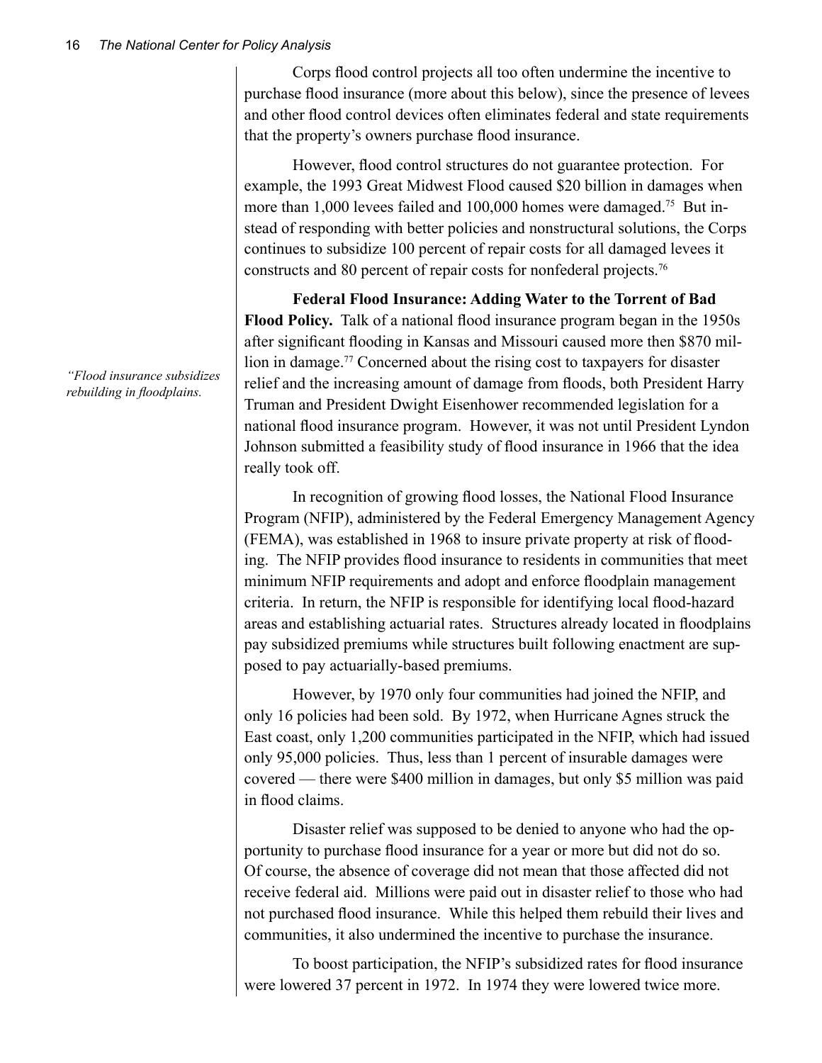Corps flood control projects all too often undermine the incentive to purchase flood insurance (more about this below), since the presence of levees and other flood control devices often eliminates federal and state requirements that the property's owners purchase flood insurance.

However, flood control structures do not guarantee protection. For example, the 1993 Great Midwest Flood caused $20 billion in damages when more than 1,000 levees failed and 100,000 homes were damaged.[75] But instead of responding with better policies and nonstructural solutions, the Corps continues to subsidize 100 percent of repair costs for all damaged levees it constructs and 80 percent of repair costs for nonfederal projects.[76]

*"Flood insurance subsidizes rebuilding in floodplains.*

**Federal Flood Insurance: Adding Water to the Torrent of Bad Flood Policy.** Talk of a national flood insurance program began in the 1950s after significant flooding in Kansas and Missouri caused more then $870 million in damage.[77] Concerned about the rising cost to taxpayers for disaster relief and the increasing amount of damage from floods, both President Harry Truman and President Dwight Eisenhower recommended legislation for a national flood insurance program. However, it was not until President Lyndon Johnson submitted a feasibility study of flood insurance in 1966 that the idea really took off.

In recognition of growing flood losses, the National Flood Insurance Program (NFIP), administered by the Federal Emergency Management Agency (FEMA), was established in 1968 to insure private property at risk of flooding. The NFIP provides flood insurance to residents in communities that meet minimum NFIP requirements and adopt and enforce floodplain management criteria. In return, the NFIP is responsible for identifying local flood-hazard areas and establishing actuarial rates. Structures already located in floodplains pay subsidized premiums while structures built following enactment are supposed to pay actuarially-based premiums.

However, by 1970 only four communities had joined the NFIP, and only 16 policies had been sold. By 1972, when Hurricane Agnes struck the East coast, only 1,200 communities participated in the NFIP, which had issued only 95,000 policies. Thus, less than 1 percent of insurable damages were covered — there were $400 million in damages, but only $5 million was paid in flood claims.

Disaster relief was supposed to be denied to anyone who had the opportunity to purchase flood insurance for a year or more but did not do so. Of course, the absence of coverage did not mean that those affected did not receive federal aid. Millions were paid out in disaster relief to those who had not purchased flood insurance. While this helped them rebuild their lives and communities, it also undermined the incentive to purchase the insurance.

To boost participation, the NFIP's subsidized rates for flood insurance were lowered 37 percent in 1972. In 1974 they were lowered twice more.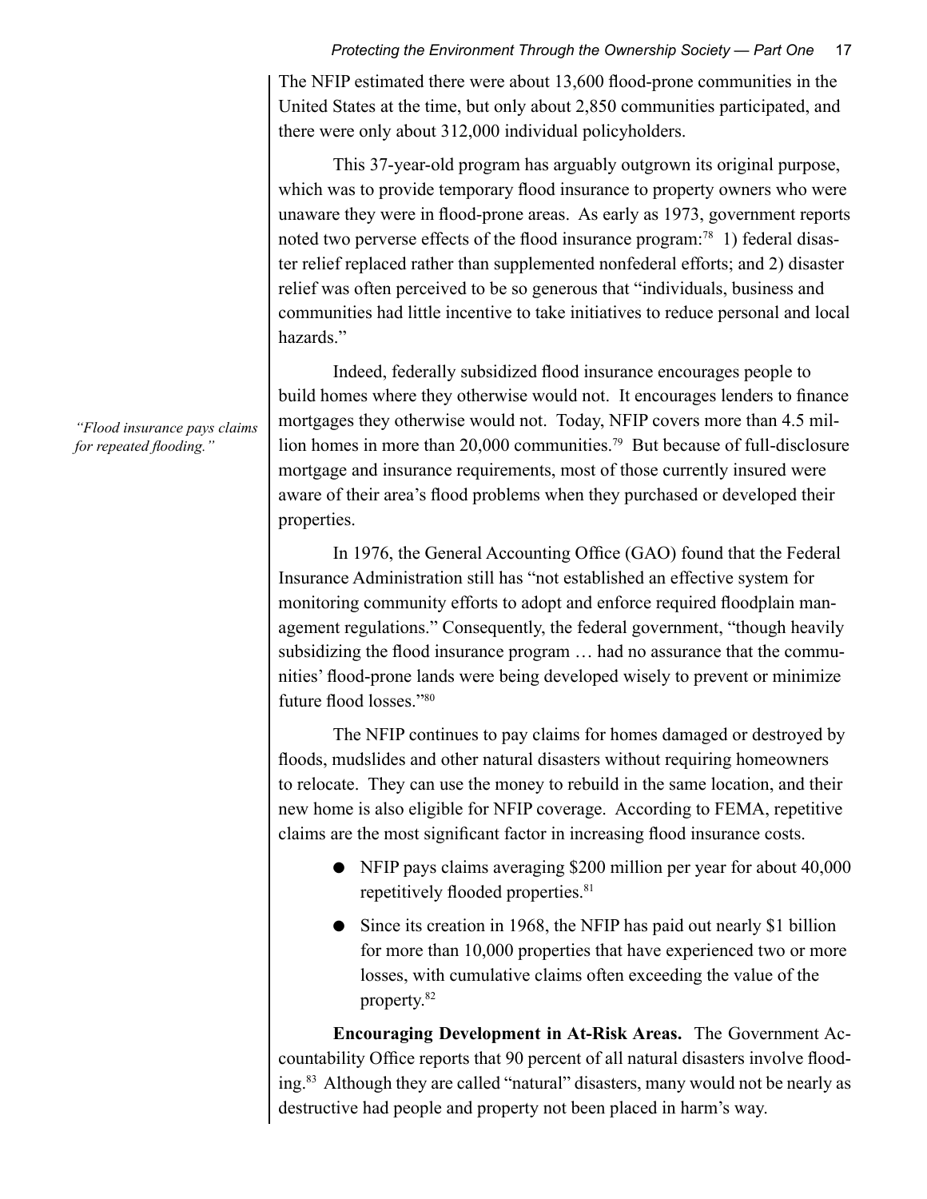The NFIP estimated there were about 13,600 flood-prone communities in the United States at the time, but only about 2,850 communities participated, and there were only about 312,000 individual policyholders.

This 37-year-old program has arguably outgrown its original purpose, which was to provide temporary flood insurance to property owners who were unaware they were in flood-prone areas. As early as 1973, government reports noted two perverse effects of the flood insurance program:[78] 1) federal disaster relief replaced rather than supplemented nonfederal efforts; and 2) disaster relief was often perceived to be so generous that "individuals, business and communities had little incentive to take initiatives to reduce personal and local hazards."

*"Flood insurance pays claims for repeated flooding."*

Indeed, federally subsidized flood insurance encourages people to build homes where they otherwise would not. It encourages lenders to finance mortgages they otherwise would not. Today, NFIP covers more than 4.5 million homes in more than 20,000 communities.[79] But because of full-disclosure mortgage and insurance requirements, most of those currently insured were aware of their area's flood problems when they purchased or developed their properties.

In 1976, the General Accounting Office (GAO) found that the Federal Insurance Administration still has "not established an effective system for monitoring community efforts to adopt and enforce required floodplain management regulations." Consequently, the federal government, "though heavily subsidizing the flood insurance program … had no assurance that the communities' flood-prone lands were being developed wisely to prevent or minimize future flood losses."[80]

The NFIP continues to pay claims for homes damaged or destroyed by floods, mudslides and other natural disasters without requiring homeowners to relocate. They can use the money to rebuild in the same location, and their new home is also eligible for NFIP coverage. According to FEMA, repetitive claims are the most significant factor in increasing flood insurance costs.

- NFIP pays claims averaging $200 million per year for about 40,000 repetitively flooded properties.[81]
- Since its creation in 1968, the NFIP has paid out nearly $1 billion for more than 10,000 properties that have experienced two or more losses, with cumulative claims often exceeding the value of the property.[82]

**Encouraging Development in At-Risk Areas.** The Government Accountability Office reports that 90 percent of all natural disasters involve flooding.[83] Although they are called "natural" disasters, many would not be nearly as destructive had people and property not been placed in harm's way.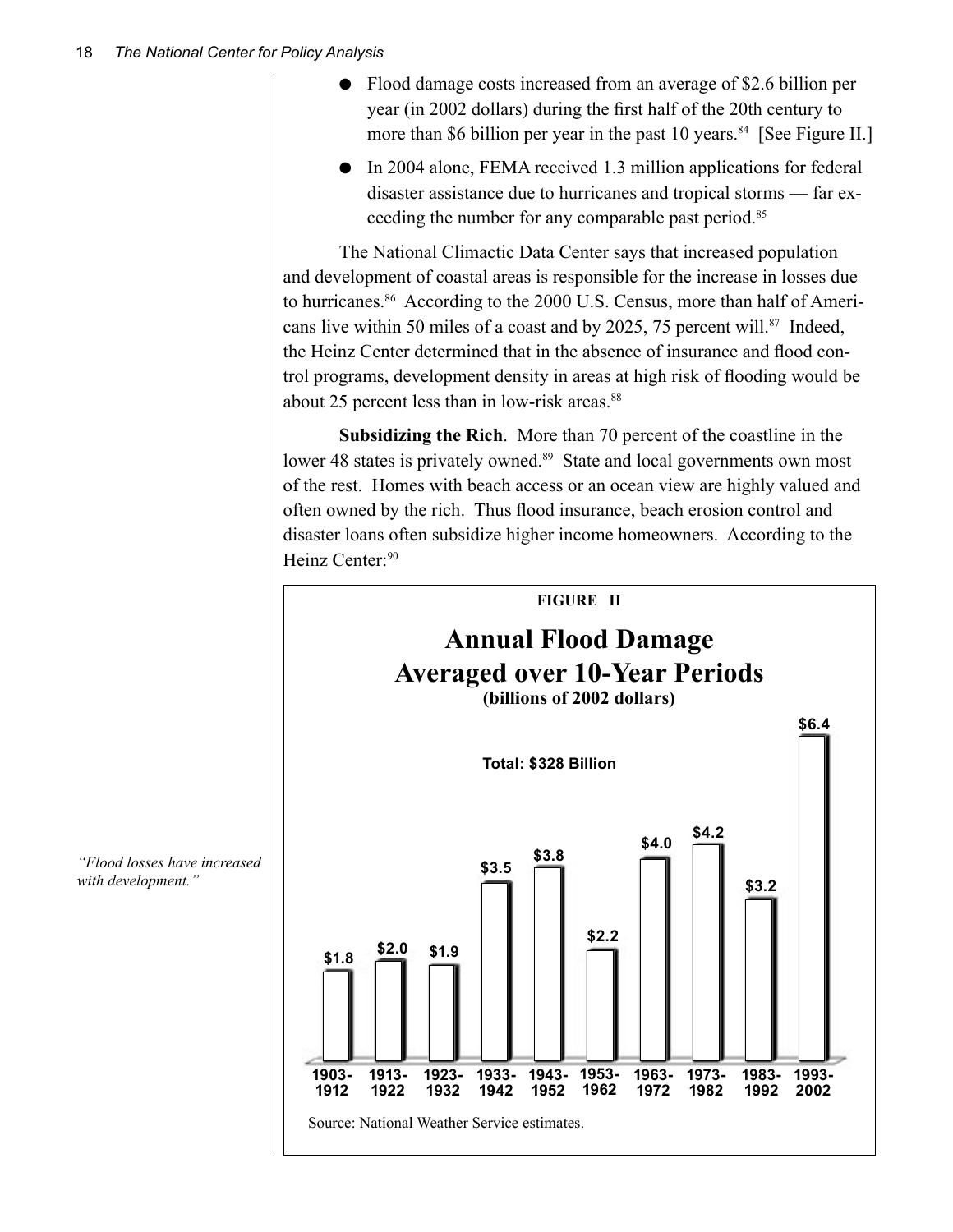- Flood damage costs increased from an average of $2.6 billion per year (in 2002 dollars) during the first half of the 20th century to more than $6 billion per year in the past 10 years.[84] [See Figure II.]
- In 2004 alone, FEMA received 1.3 million applications for federal disaster assistance due to hurricanes and tropical storms — far exceeding the number for any comparable past period.[85]

The National Climactic Data Center says that increased population and development of coastal areas is responsible for the increase in losses due to hurricanes.[86] According to the 2000 U.S. Census, more than half of Americans live within 50 miles of a coast and by 2025, 75 percent will.[87] Indeed, the Heinz Center determined that in the absence of insurance and flood control programs, development density in areas at high risk of flooding would be about 25 percent less than in low-risk areas.[88]

*"Flood losses have increased with development."*

**Subsidizing the Rich**. More than 70 percent of the coastline in the lower 48 states is privately owned.[89] State and local governments own most of the rest. Homes with beach access or an ocean view are highly valued and often owned by the rich. Thus flood insurance, beach erosion control and disaster loans often subsidize higher income homeowners. According to the Heinz Center:[90]

**FIGURE II**

**Annual Flood Damage Averaged over 10-Year Periods**
**(billions of 2002 dollars)**

Total: $328 Billion

| Period | Annual Flood Damage |
|---|---|
| 1903-1912 | $1.8 |
| 1913-1922 | $2.0 |
| 1923-1932 | $1.9 |
| 1933-1942 | $3.5 |
| 1943-1952 | $3.8 |
| 1953-1962 | $2.2 |
| 1963-1972 | $4.0 |
| 1973-1982 | $4.2 |
| 1983-1992 | $3.2 |
| 1993-2002 | $6.4 |

Source: National Weather Service estimates.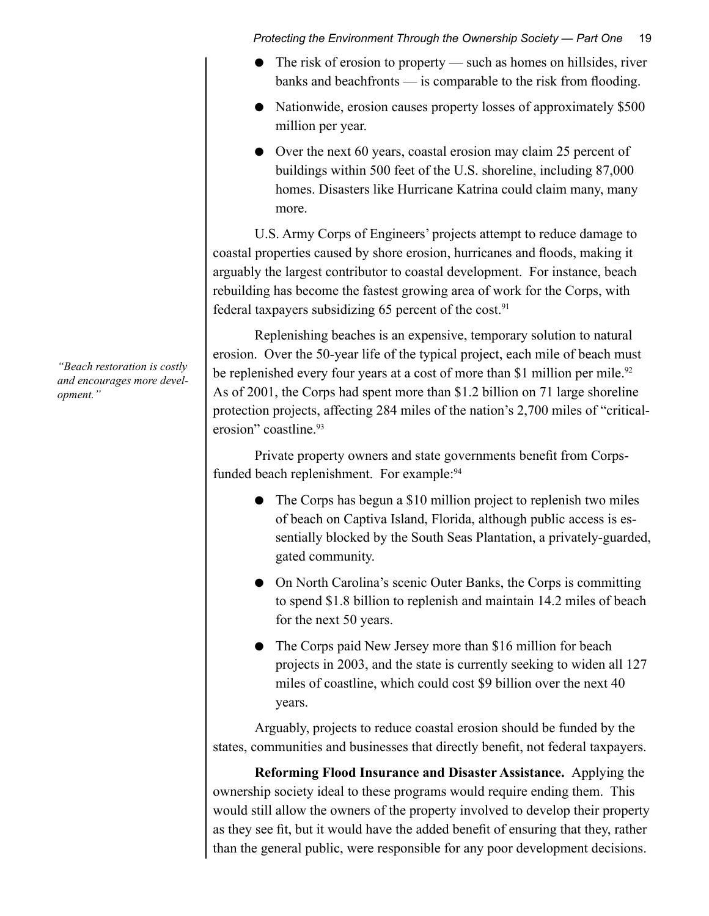- The risk of erosion to property — such as homes on hillsides, river banks and beachfronts — is comparable to the risk from flooding.
- Nationwide, erosion causes property losses of approximately $500 million per year.
- Over the next 60 years, coastal erosion may claim 25 percent of buildings within 500 feet of the U.S. shoreline, including 87,000 homes. Disasters like Hurricane Katrina could claim many, many more.

U.S. Army Corps of Engineers' projects attempt to reduce damage to coastal properties caused by shore erosion, hurricanes and floods, making it arguably the largest contributor to coastal development. For instance, beach rebuilding has become the fastest growing area of work for the Corps, with federal taxpayers subsidizing 65 percent of the cost.[91]

*"Beach restoration is costly and encourages more development."*

Replenishing beaches is an expensive, temporary solution to natural erosion. Over the 50-year life of the typical project, each mile of beach must be replenished every four years at a cost of more than $1 million per mile.[92] As of 2001, the Corps had spent more than $1.2 billion on 71 large shoreline protection projects, affecting 284 miles of the nation's 2,700 miles of "critical-erosion" coastline.[93]

Private property owners and state governments benefit from Corps-funded beach replenishment. For example:[94]

- The Corps has begun a $10 million project to replenish two miles of beach on Captiva Island, Florida, although public access is essentially blocked by the South Seas Plantation, a privately-guarded, gated community.
- On North Carolina's scenic Outer Banks, the Corps is committing to spend $1.8 billion to replenish and maintain 14.2 miles of beach for the next 50 years.
- The Corps paid New Jersey more than $16 million for beach projects in 2003, and the state is currently seeking to widen all 127 miles of coastline, which could cost $9 billion over the next 40 years.

Arguably, projects to reduce coastal erosion should be funded by the states, communities and businesses that directly benefit, not federal taxpayers.

**Reforming Flood Insurance and Disaster Assistance.** Applying the ownership society ideal to these programs would require ending them. This would still allow the owners of the property involved to develop their property as they see fit, but it would have the added benefit of ensuring that they, rather than the general public, were responsible for any poor development decisions.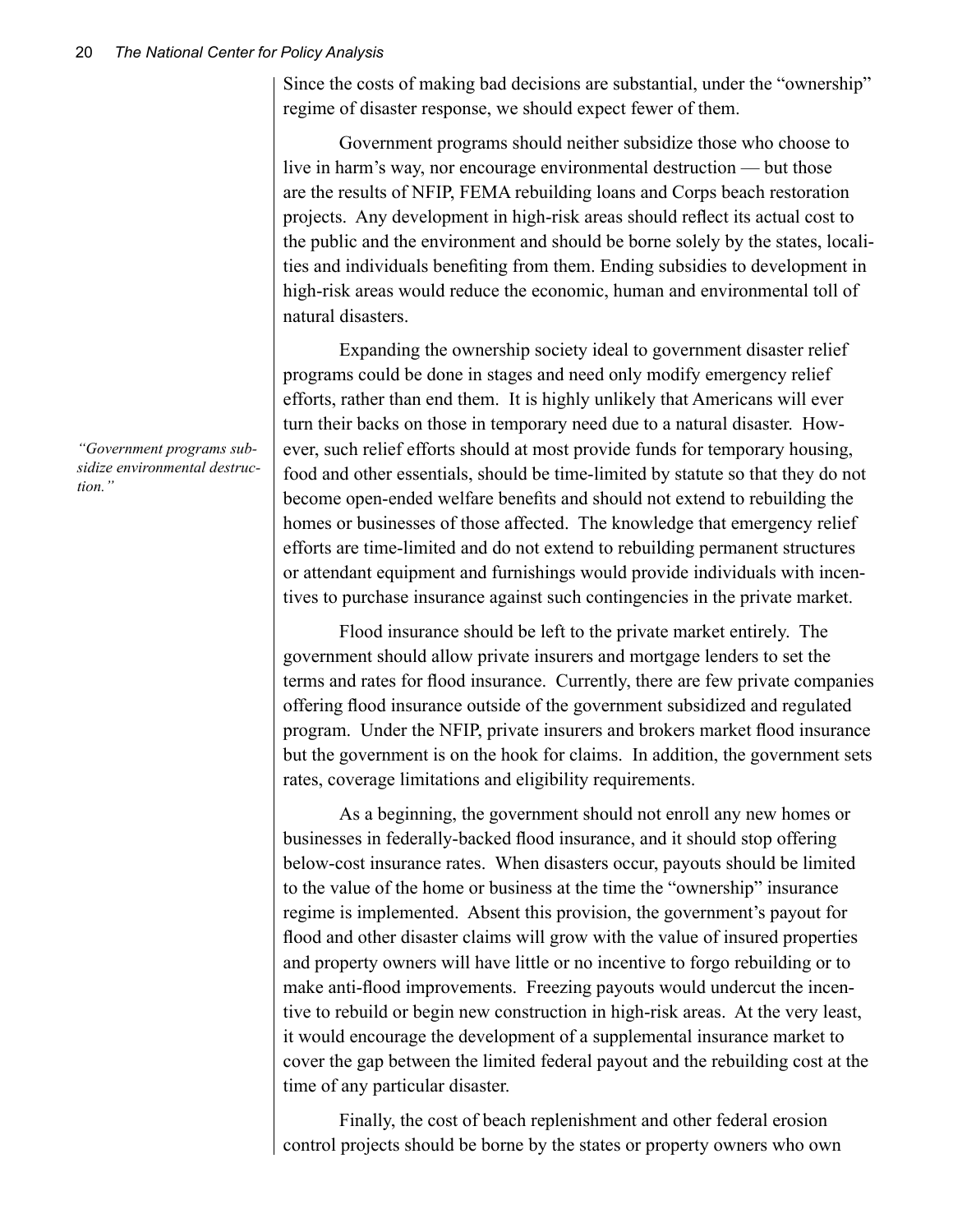Since the costs of making bad decisions are substantial, under the "ownership" regime of disaster response, we should expect fewer of them.

Government programs should neither subsidize those who choose to live in harm's way, nor encourage environmental destruction — but those are the results of NFIP, FEMA rebuilding loans and Corps beach restoration projects. Any development in high-risk areas should reflect its actual cost to the public and the environment and should be borne solely by the states, localities and individuals benefiting from them. Ending subsidies to development in high-risk areas would reduce the economic, human and environmental toll of natural disasters.

Expanding the ownership society ideal to government disaster relief programs could be done in stages and need only modify emergency relief efforts, rather than end them. It is highly unlikely that Americans will ever turn their backs on those in temporary need due to a natural disaster. However, such relief efforts should at most provide funds for temporary housing, food and other essentials, should be time-limited by statute so that they do not become open-ended welfare benefits and should not extend to rebuilding the homes or businesses of those affected. The knowledge that emergency relief efforts are time-limited and do not extend to rebuilding permanent structures or attendant equipment and furnishings would provide individuals with incentives to purchase insurance against such contingencies in the private market.

*"Government programs subsidize environmental destruction."*

Flood insurance should be left to the private market entirely. The government should allow private insurers and mortgage lenders to set the terms and rates for flood insurance. Currently, there are few private companies offering flood insurance outside of the government subsidized and regulated program. Under the NFIP, private insurers and brokers market flood insurance but the government is on the hook for claims. In addition, the government sets rates, coverage limitations and eligibility requirements.

As a beginning, the government should not enroll any new homes or businesses in federally-backed flood insurance, and it should stop offering below-cost insurance rates. When disasters occur, payouts should be limited to the value of the home or business at the time the "ownership" insurance regime is implemented. Absent this provision, the government's payout for flood and other disaster claims will grow with the value of insured properties and property owners will have little or no incentive to forgo rebuilding or to make anti-flood improvements. Freezing payouts would undercut the incentive to rebuild or begin new construction in high-risk areas. At the very least, it would encourage the development of a supplemental insurance market to cover the gap between the limited federal payout and the rebuilding cost at the time of any particular disaster.

Finally, the cost of beach replenishment and other federal erosion control projects should be borne by the states or property owners who own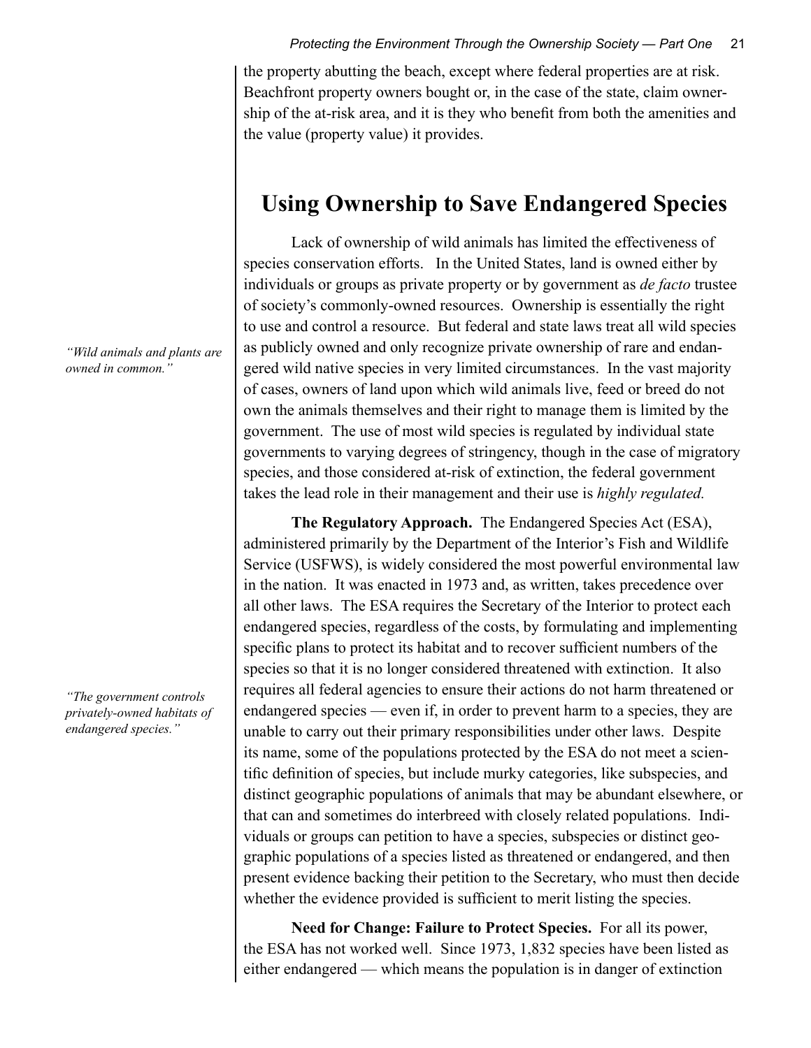the property abutting the beach, except where federal properties are at risk. Beachfront property owners bought or, in the case of the state, claim ownership of the at-risk area, and it is they who benefit from both the amenities and the value (property value) it provides.

## Using Ownership to Save Endangered Species

Lack of ownership of wild animals has limited the effectiveness of species conservation efforts. In the United States, land is owned either by individuals or groups as private property or by government as *de facto* trustee of society's commonly-owned resources. Ownership is essentially the right to use and control a resource. But federal and state laws treat all wild species as publicly owned and only recognize private ownership of rare and endangered wild native species in very limited circumstances. In the vast majority of cases, owners of land upon which wild animals live, feed or breed do not own the animals themselves and their right to manage them is limited by the government. The use of most wild species is regulated by individual state governments to varying degrees of stringency, though in the case of migratory species, and those considered at-risk of extinction, the federal government takes the lead role in their management and their use is *highly regulated.*

*"Wild animals and plants are owned in common."*

**The Regulatory Approach.** The Endangered Species Act (ESA), administered primarily by the Department of the Interior's Fish and Wildlife Service (USFWS), is widely considered the most powerful environmental law in the nation. It was enacted in 1973 and, as written, takes precedence over all other laws. The ESA requires the Secretary of the Interior to protect each endangered species, regardless of the costs, by formulating and implementing specific plans to protect its habitat and to recover sufficient numbers of the species so that it is no longer considered threatened with extinction. It also requires all federal agencies to ensure their actions do not harm threatened or endangered species — even if, in order to prevent harm to a species, they are unable to carry out their primary responsibilities under other laws. Despite its name, some of the populations protected by the ESA do not meet a scientific definition of species, but include murky categories, like subspecies, and distinct geographic populations of animals that may be abundant elsewhere, or that can and sometimes do interbreed with closely related populations. Individuals or groups can petition to have a species, subspecies or distinct geographic populations of a species listed as threatened or endangered, and then present evidence backing their petition to the Secretary, who must then decide whether the evidence provided is sufficient to merit listing the species.

*"The government controls privately-owned habitats of endangered species."*

**Need for Change: Failure to Protect Species.** For all its power, the ESA has not worked well. Since 1973, 1,832 species have been listed as either endangered — which means the population is in danger of extinction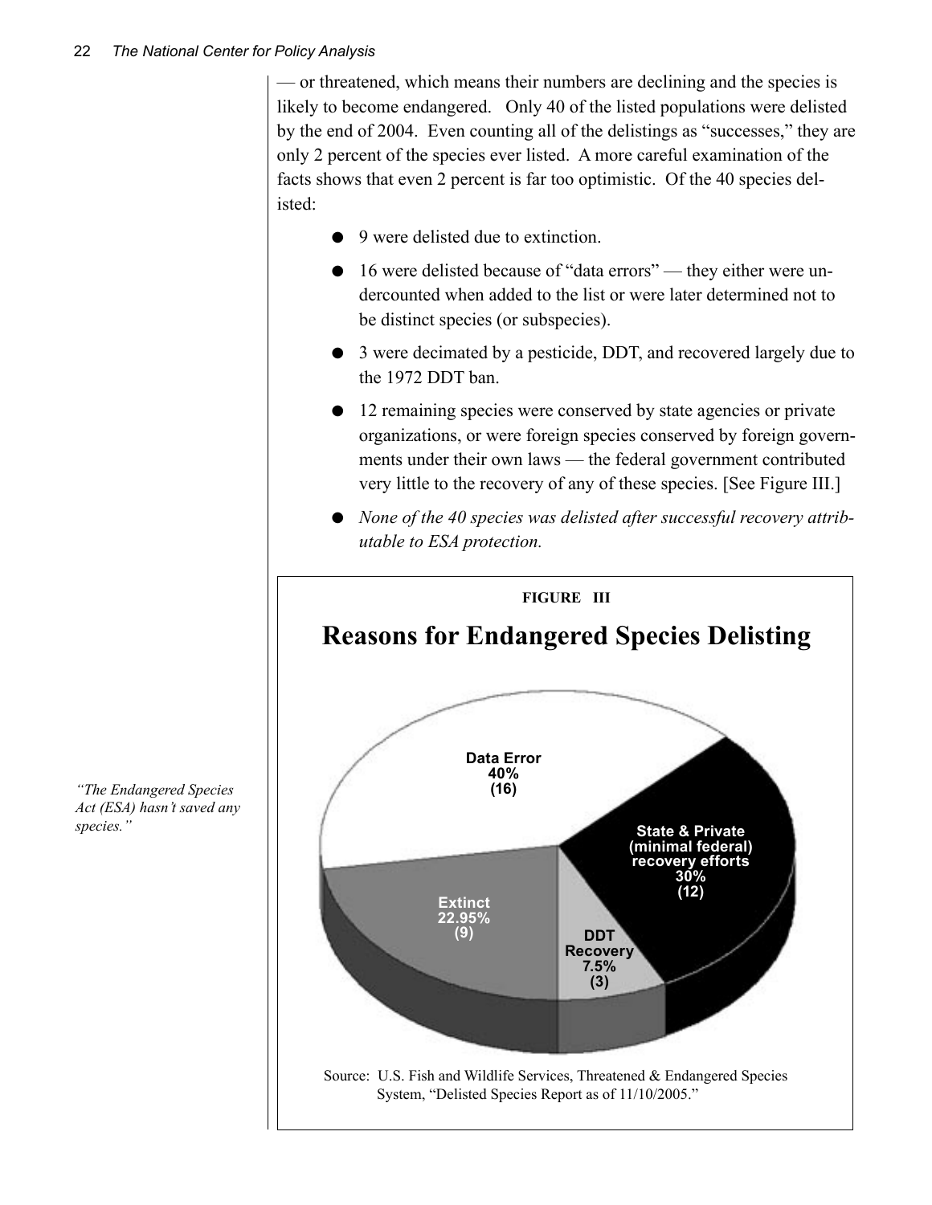— or threatened, which means their numbers are declining and the species is likely to become endangered. Only 40 of the listed populations were delisted by the end of 2004. Even counting all of the delistings as "successes," they are only 2 percent of the species ever listed. A more careful examination of the facts shows that even 2 percent is far too optimistic. Of the 40 species delisted:

- 9 were delisted due to extinction.
- 16 were delisted because of "data errors" — they either were undercounted when added to the list or were later determined not to be distinct species (or subspecies).
- 3 were decimated by a pesticide, DDT, and recovered largely due to the 1972 DDT ban.
- 12 remaining species were conserved by state agencies or private organizations, or were foreign species conserved by foreign governments under their own laws — the federal government contributed very little to the recovery of any of these species. [See Figure III.]
- *None of the 40 species was delisted after successful recovery attributable to ESA protection.*

*"The Endangered Species Act (ESA) hasn't saved any species."*

**FIGURE III**

## Reasons for Endangered Species Delisting

Data Error 40% (16)

State & Private (minimal federal) recovery efforts 30% (12)

Extinct 22.95% (9)

DDT Recovery 7.5% (3)

Source: U.S. Fish and Wildlife Services, Threatened & Endangered Species System, "Delisted Species Report as of 11/10/2005."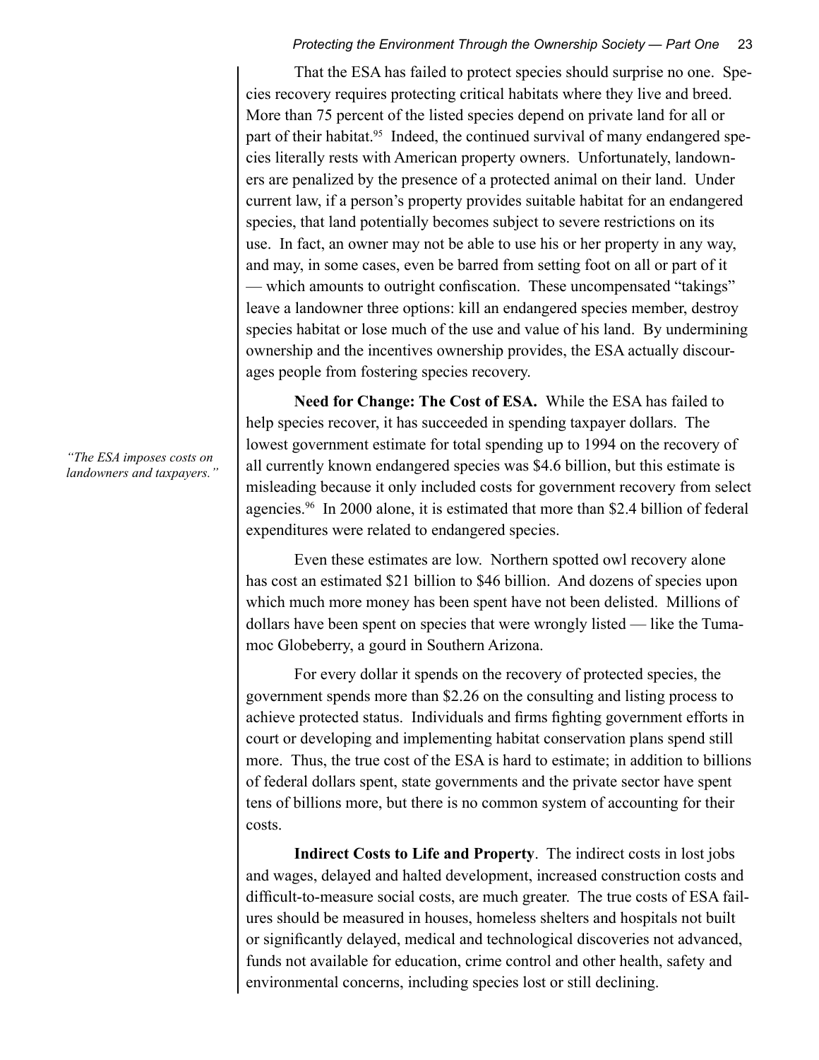That the ESA has failed to protect species should surprise no one. Species recovery requires protecting critical habitats where they live and breed. More than 75 percent of the listed species depend on private land for all or part of their habitat.[95] Indeed, the continued survival of many endangered species literally rests with American property owners. Unfortunately, landowners are penalized by the presence of a protected animal on their land. Under current law, if a person's property provides suitable habitat for an endangered species, that land potentially becomes subject to severe restrictions on its use. In fact, an owner may not be able to use his or her property in any way, and may, in some cases, even be barred from setting foot on all or part of it — which amounts to outright confiscation. These uncompensated "takings" leave a landowner three options: kill an endangered species member, destroy species habitat or lose much of the use and value of his land. By undermining ownership and the incentives ownership provides, the ESA actually discourages people from fostering species recovery.

*"The ESA imposes costs on landowners and taxpayers."*

**Need for Change: The Cost of ESA.** While the ESA has failed to help species recover, it has succeeded in spending taxpayer dollars. The lowest government estimate for total spending up to 1994 on the recovery of all currently known endangered species was $4.6 billion, but this estimate is misleading because it only included costs for government recovery from select agencies.[96] In 2000 alone, it is estimated that more than $2.4 billion of federal expenditures were related to endangered species.

Even these estimates are low. Northern spotted owl recovery alone has cost an estimated $21 billion to $46 billion. And dozens of species upon which much more money has been spent have not been delisted. Millions of dollars have been spent on species that were wrongly listed — like the Tumamoc Globeberry, a gourd in Southern Arizona.

For every dollar it spends on the recovery of protected species, the government spends more than $2.26 on the consulting and listing process to achieve protected status. Individuals and firms fighting government efforts in court or developing and implementing habitat conservation plans spend still more. Thus, the true cost of the ESA is hard to estimate; in addition to billions of federal dollars spent, state governments and the private sector have spent tens of billions more, but there is no common system of accounting for their costs.

**Indirect Costs to Life and Property**. The indirect costs in lost jobs and wages, delayed and halted development, increased construction costs and difficult-to-measure social costs, are much greater. The true costs of ESA failures should be measured in houses, homeless shelters and hospitals not built or significantly delayed, medical and technological discoveries not advanced, funds not available for education, crime control and other health, safety and environmental concerns, including species lost or still declining.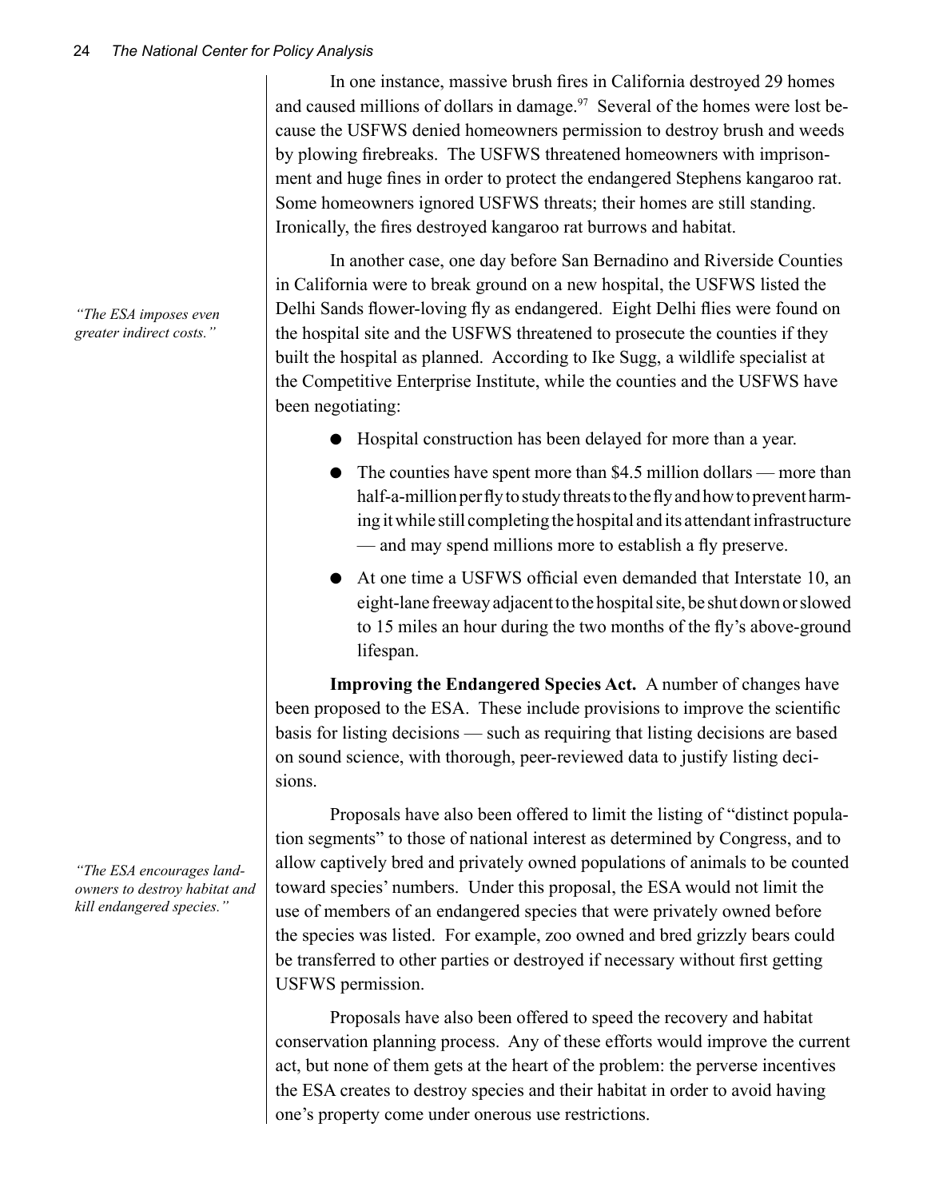In one instance, massive brush fires in California destroyed 29 homes and caused millions of dollars in damage.[97] Several of the homes were lost because the USFWS denied homeowners permission to destroy brush and weeds by plowing firebreaks. The USFWS threatened homeowners with imprisonment and huge fines in order to protect the endangered Stephens kangaroo rat. Some homeowners ignored USFWS threats; their homes are still standing. Ironically, the fires destroyed kangaroo rat burrows and habitat.

*"The ESA imposes even greater indirect costs."*

In another case, one day before San Bernadino and Riverside Counties in California were to break ground on a new hospital, the USFWS listed the Delhi Sands flower-loving fly as endangered. Eight Delhi flies were found on the hospital site and the USFWS threatened to prosecute the counties if they built the hospital as planned. According to Ike Sugg, a wildlife specialist at the Competitive Enterprise Institute, while the counties and the USFWS have been negotiating:

- Hospital construction has been delayed for more than a year.
- The counties have spent more than $4.5 million dollars — more than half-a-million per fly to study threats to the fly and how to prevent harming it while still completing the hospital and its attendant infrastructure — and may spend millions more to establish a fly preserve.
- At one time a USFWS official even demanded that Interstate 10, an eight-lane freeway adjacent to the hospital site, be shut down or slowed to 15 miles an hour during the two months of the fly's above-ground lifespan.

**Improving the Endangered Species Act.** A number of changes have been proposed to the ESA. These include provisions to improve the scientific basis for listing decisions — such as requiring that listing decisions are based on sound science, with thorough, peer-reviewed data to justify listing decisions.

*"The ESA encourages landowners to destroy habitat and kill endangered species."*

Proposals have also been offered to limit the listing of "distinct population segments" to those of national interest as determined by Congress, and to allow captively bred and privately owned populations of animals to be counted toward species' numbers. Under this proposal, the ESA would not limit the use of members of an endangered species that were privately owned before the species was listed. For example, zoo owned and bred grizzly bears could be transferred to other parties or destroyed if necessary without first getting USFWS permission.

Proposals have also been offered to speed the recovery and habitat conservation planning process. Any of these efforts would improve the current act, but none of them gets at the heart of the problem: the perverse incentives the ESA creates to destroy species and their habitat in order to avoid having one's property come under onerous use restrictions.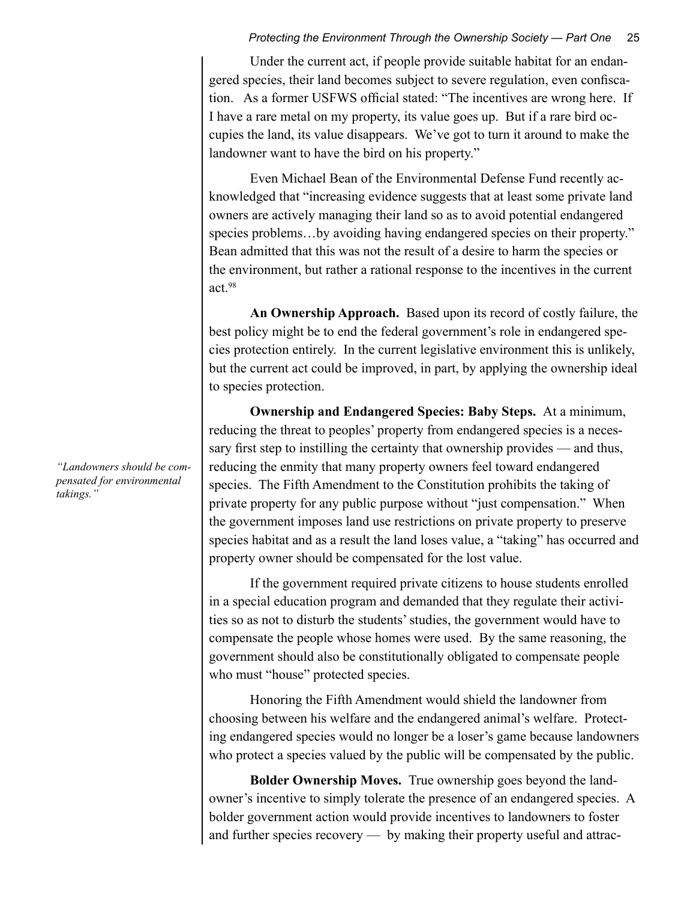Under the current act, if people provide suitable habitat for an endangered species, their land becomes subject to severe regulation, even confiscation. As a former USFWS official stated: "The incentives are wrong here. If I have a rare metal on my property, its value goes up. But if a rare bird occupies the land, its value disappears. We've got to turn it around to make the landowner want to have the bird on his property."

Even Michael Bean of the Environmental Defense Fund recently acknowledged that "increasing evidence suggests that at least some private land owners are actively managing their land so as to avoid potential endangered species problems…by avoiding having endangered species on their property." Bean admitted that this was not the result of a desire to harm the species or the environment, but rather a rational response to the incentives in the current act.[98]

**An Ownership Approach.** Based upon its record of costly failure, the best policy might be to end the federal government's role in endangered species protection entirely. In the current legislative environment this is unlikely, but the current act could be improved, in part, by applying the ownership ideal to species protection.

*"Landowners should be compensated for environmental takings."*

**Ownership and Endangered Species: Baby Steps.** At a minimum, reducing the threat to peoples' property from endangered species is a necessary first step to instilling the certainty that ownership provides — and thus, reducing the enmity that many property owners feel toward endangered species. The Fifth Amendment to the Constitution prohibits the taking of private property for any public purpose without "just compensation." When the government imposes land use restrictions on private property to preserve species habitat and as a result the land loses value, a "taking" has occurred and property owner should be compensated for the lost value.

If the government required private citizens to house students enrolled in a special education program and demanded that they regulate their activities so as not to disturb the students' studies, the government would have to compensate the people whose homes were used. By the same reasoning, the government should also be constitutionally obligated to compensate people who must "house" protected species.

Honoring the Fifth Amendment would shield the landowner from choosing between his welfare and the endangered animal's welfare. Protecting endangered species would no longer be a loser's game because landowners who protect a species valued by the public will be compensated by the public.

**Bolder Ownership Moves.** True ownership goes beyond the landowner's incentive to simply tolerate the presence of an endangered species. A bolder government action would provide incentives to landowners to foster and further species recovery — by making their property useful and attrac-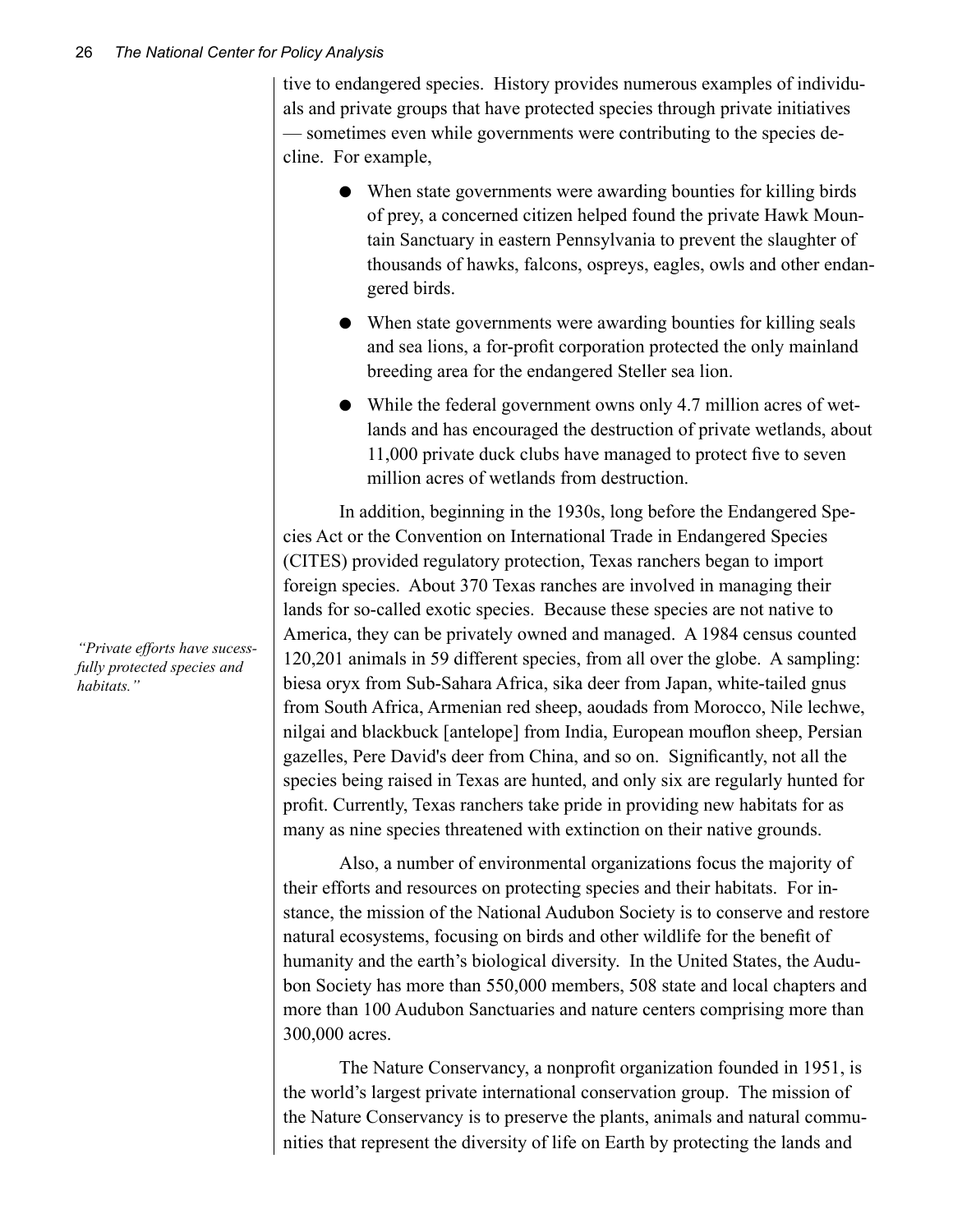tive to endangered species. History provides numerous examples of individuals and private groups that have protected species through private initiatives — sometimes even while governments were contributing to the species decline. For example,

- When state governments were awarding bounties for killing birds of prey, a concerned citizen helped found the private Hawk Mountain Sanctuary in eastern Pennsylvania to prevent the slaughter of thousands of hawks, falcons, ospreys, eagles, owls and other endangered birds.
- When state governments were awarding bounties for killing seals and sea lions, a for-profit corporation protected the only mainland breeding area for the endangered Steller sea lion.
- While the federal government owns only 4.7 million acres of wetlands and has encouraged the destruction of private wetlands, about 11,000 private duck clubs have managed to protect five to seven million acres of wetlands from destruction.

*"Private efforts have sucessfully protected species and habitats."*

In addition, beginning in the 1930s, long before the Endangered Species Act or the Convention on International Trade in Endangered Species (CITES) provided regulatory protection, Texas ranchers began to import foreign species. About 370 Texas ranches are involved in managing their lands for so-called exotic species. Because these species are not native to America, they can be privately owned and managed. A 1984 census counted 120,201 animals in 59 different species, from all over the globe. A sampling: biesa oryx from Sub-Sahara Africa, sika deer from Japan, white-tailed gnus from South Africa, Armenian red sheep, aoudads from Morocco, Nile lechwe, nilgai and blackbuck [antelope] from India, European mouflon sheep, Persian gazelles, Pere David's deer from China, and so on. Significantly, not all the species being raised in Texas are hunted, and only six are regularly hunted for profit. Currently, Texas ranchers take pride in providing new habitats for as many as nine species threatened with extinction on their native grounds.

Also, a number of environmental organizations focus the majority of their efforts and resources on protecting species and their habitats. For instance, the mission of the National Audubon Society is to conserve and restore natural ecosystems, focusing on birds and other wildlife for the benefit of humanity and the earth's biological diversity. In the United States, the Audubon Society has more than 550,000 members, 508 state and local chapters and more than 100 Audubon Sanctuaries and nature centers comprising more than 300,000 acres.

The Nature Conservancy, a nonprofit organization founded in 1951, is the world's largest private international conservation group. The mission of the Nature Conservancy is to preserve the plants, animals and natural communities that represent the diversity of life on Earth by protecting the lands and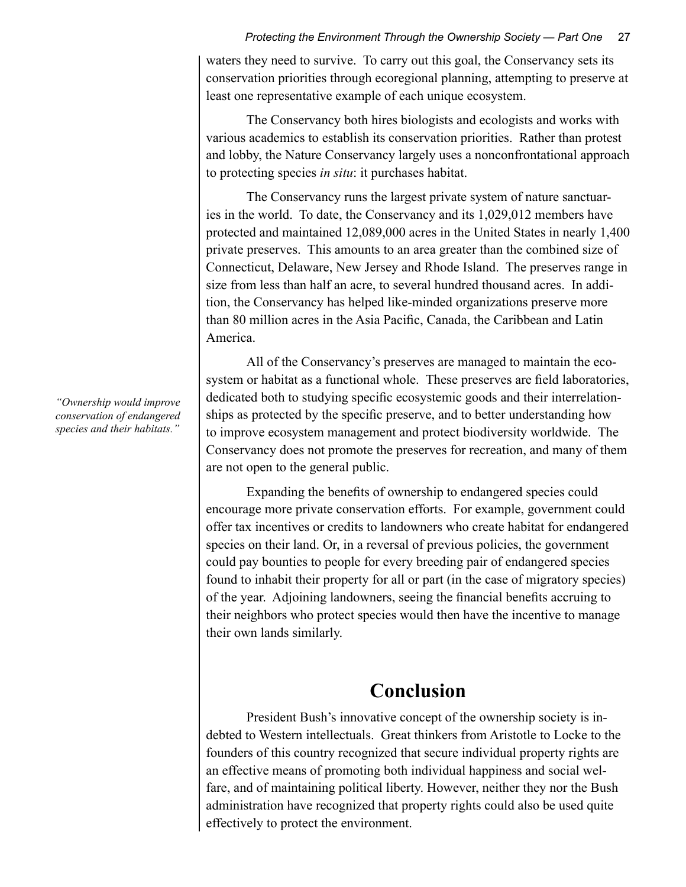waters they need to survive. To carry out this goal, the Conservancy sets its conservation priorities through ecoregional planning, attempting to preserve at least one representative example of each unique ecosystem.

The Conservancy both hires biologists and ecologists and works with various academics to establish its conservation priorities. Rather than protest and lobby, the Nature Conservancy largely uses a nonconfrontational approach to protecting species *in situ*: it purchases habitat.

The Conservancy runs the largest private system of nature sanctuaries in the world. To date, the Conservancy and its 1,029,012 members have protected and maintained 12,089,000 acres in the United States in nearly 1,400 private preserves. This amounts to an area greater than the combined size of Connecticut, Delaware, New Jersey and Rhode Island. The preserves range in size from less than half an acre, to several hundred thousand acres. In addition, the Conservancy has helped like-minded organizations preserve more than 80 million acres in the Asia Pacific, Canada, the Caribbean and Latin America.

All of the Conservancy's preserves are managed to maintain the ecosystem or habitat as a functional whole. These preserves are field laboratories, dedicated both to studying specific ecosystemic goods and their interrelationships as protected by the specific preserve, and to better understanding how to improve ecosystem management and protect biodiversity worldwide. The Conservancy does not promote the preserves for recreation, and many of them are not open to the general public.

*"Ownership would improve conservation of endangered species and their habitats."*

Expanding the benefits of ownership to endangered species could encourage more private conservation efforts. For example, government could offer tax incentives or credits to landowners who create habitat for endangered species on their land. Or, in a reversal of previous policies, the government could pay bounties to people for every breeding pair of endangered species found to inhabit their property for all or part (in the case of migratory species) of the year. Adjoining landowners, seeing the financial benefits accruing to their neighbors who protect species would then have the incentive to manage their own lands similarly.

## Conclusion

President Bush's innovative concept of the ownership society is indebted to Western intellectuals. Great thinkers from Aristotle to Locke to the founders of this country recognized that secure individual property rights are an effective means of promoting both individual happiness and social welfare, and of maintaining political liberty. However, neither they nor the Bush administration have recognized that property rights could also be used quite effectively to protect the environment.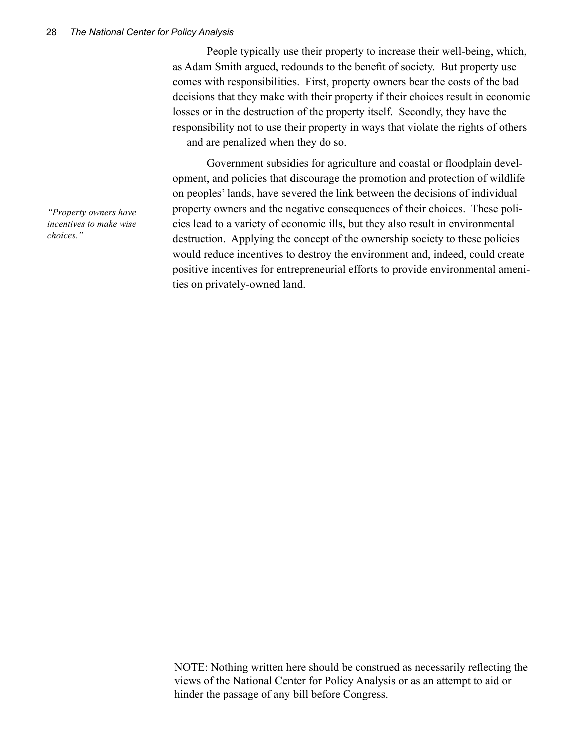People typically use their property to increase their well-being, which, as Adam Smith argued, redounds to the benefit of society. But property use comes with responsibilities. First, property owners bear the costs of the bad decisions that they make with their property if their choices result in economic losses or in the destruction of the property itself. Secondly, they have the responsibility not to use their property in ways that violate the rights of others — and are penalized when they do so.

*"Property owners have incentives to make wise choices."*

Government subsidies for agriculture and coastal or floodplain development, and policies that discourage the promotion and protection of wildlife on peoples' lands, have severed the link between the decisions of individual property owners and the negative consequences of their choices. These policies lead to a variety of economic ills, but they also result in environmental destruction. Applying the concept of the ownership society to these policies would reduce incentives to destroy the environment and, indeed, could create positive incentives for entrepreneurial efforts to provide environmental amenities on privately-owned land.

NOTE: Nothing written here should be construed as necessarily reflecting the views of the National Center for Policy Analysis or as an attempt to aid or hinder the passage of any bill before Congress.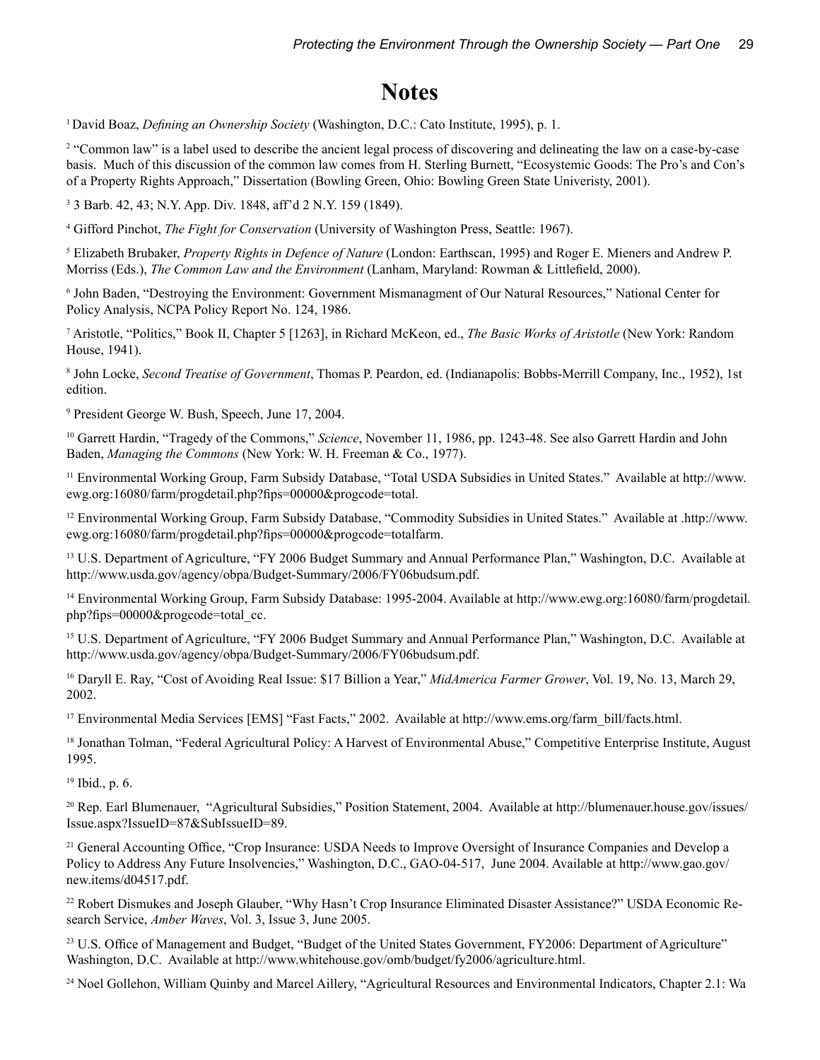# Notes

[1] David Boaz, *Defining an Ownership Society* (Washington, D.C.: Cato Institute, 1995), p. 1.

[2] "Common law" is a label used to describe the ancient legal process of discovering and delineating the law on a case-by-case basis. Much of this discussion of the common law comes from H. Sterling Burnett, "Ecosystemic Goods: The Pro's and Con's of a Property Rights Approach," Dissertation (Bowling Green, Ohio: Bowling Green State Univeristy, 2001).

[3] 3 Barb. 42, 43; N.Y. App. Div. 1848, aff'd 2 N.Y. 159 (1849).

[4] Gifford Pinchot, *The Fight for Conservation* (University of Washington Press, Seattle: 1967).

[5] Elizabeth Brubaker, *Property Rights in Defence of Nature* (London: Earthscan, 1995) and Roger E. Mieners and Andrew P. Morriss (Eds.), *The Common Law and the Environment* (Lanham, Maryland: Rowman & Littlefield, 2000).

[6] John Baden, "Destroying the Environment: Government Mismanagment of Our Natural Resources," National Center for Policy Analysis, NCPA Policy Report No. 124, 1986.

[7] Aristotle, "Politics," Book II, Chapter 5 [1263], in Richard McKeon, ed., *The Basic Works of Aristotle* (New York: Random House, 1941).

[8] John Locke, *Second Treatise of Government*, Thomas P. Peardon, ed. (Indianapolis: Bobbs-Merrill Company, Inc., 1952), 1st edition.

[9] President George W. Bush, Speech, June 17, 2004.

[10] Garrett Hardin, "Tragedy of the Commons," *Science*, November 11, 1986, pp. 1243-48. See also Garrett Hardin and John Baden, *Managing the Commons* (New York: W. H. Freeman & Co., 1977).

[11] Environmental Working Group, Farm Subsidy Database, "Total USDA Subsidies in United States." Available at http://www.ewg.org:16080/farm/progdetail.php?fips=00000&progcode=total.

[12] Environmental Working Group, Farm Subsidy Database, "Commodity Subsidies in United States." Available at .http://www.ewg.org:16080/farm/progdetail.php?fips=00000&progcode=totalfarm.

[13] U.S. Department of Agriculture, "FY 2006 Budget Summary and Annual Performance Plan," Washington, D.C. Available at http://www.usda.gov/agency/obpa/Budget-Summary/2006/FY06budsum.pdf.

[14] Environmental Working Group, Farm Subsidy Database: 1995-2004. Available at http://www.ewg.org:16080/farm/progdetail.php?fips=00000&progcode=total_cc.

[15] U.S. Department of Agriculture, "FY 2006 Budget Summary and Annual Performance Plan," Washington, D.C. Available at http://www.usda.gov/agency/obpa/Budget-Summary/2006/FY06budsum.pdf.

[16] Daryll E. Ray, "Cost of Avoiding Real Issue: $17 Billion a Year," *MidAmerica Farmer Grower*, Vol. 19, No. 13, March 29, 2002.

[17] Environmental Media Services [EMS] "Fast Facts," 2002. Available at http://www.ems.org/farm_bill/facts.html.

[18] Jonathan Tolman, "Federal Agricultural Policy: A Harvest of Environmental Abuse," Competitive Enterprise Institute, August 1995.

[19] Ibid., p. 6.

[20] Rep. Earl Blumenauer, "Agricultural Subsidies," Position Statement, 2004. Available at http://blumenauer.house.gov/issues/Issue.aspx?IssueID=87&SubIssueID=89.

[21] General Accounting Office, "Crop Insurance: USDA Needs to Improve Oversight of Insurance Companies and Develop a Policy to Address Any Future Insolvencies," Washington, D.C., GAO-04-517, June 2004. Available at http://www.gao.gov/new.items/d04517.pdf.

[22] Robert Dismukes and Joseph Glauber, "Why Hasn't Crop Insurance Eliminated Disaster Assistance?" USDA Economic Research Service, *Amber Waves*, Vol. 3, Issue 3, June 2005.

[23] U.S. Office of Management and Budget, "Budget of the United States Government, FY2006: Department of Agriculture" Washington, D.C. Available at http://www.whitehouse.gov/omb/budget/fy2006/agriculture.html.

[24] Noel Gollehon, William Quinby and Marcel Aillery, "Agricultural Resources and Environmental Indicators, Chapter 2.1: Wa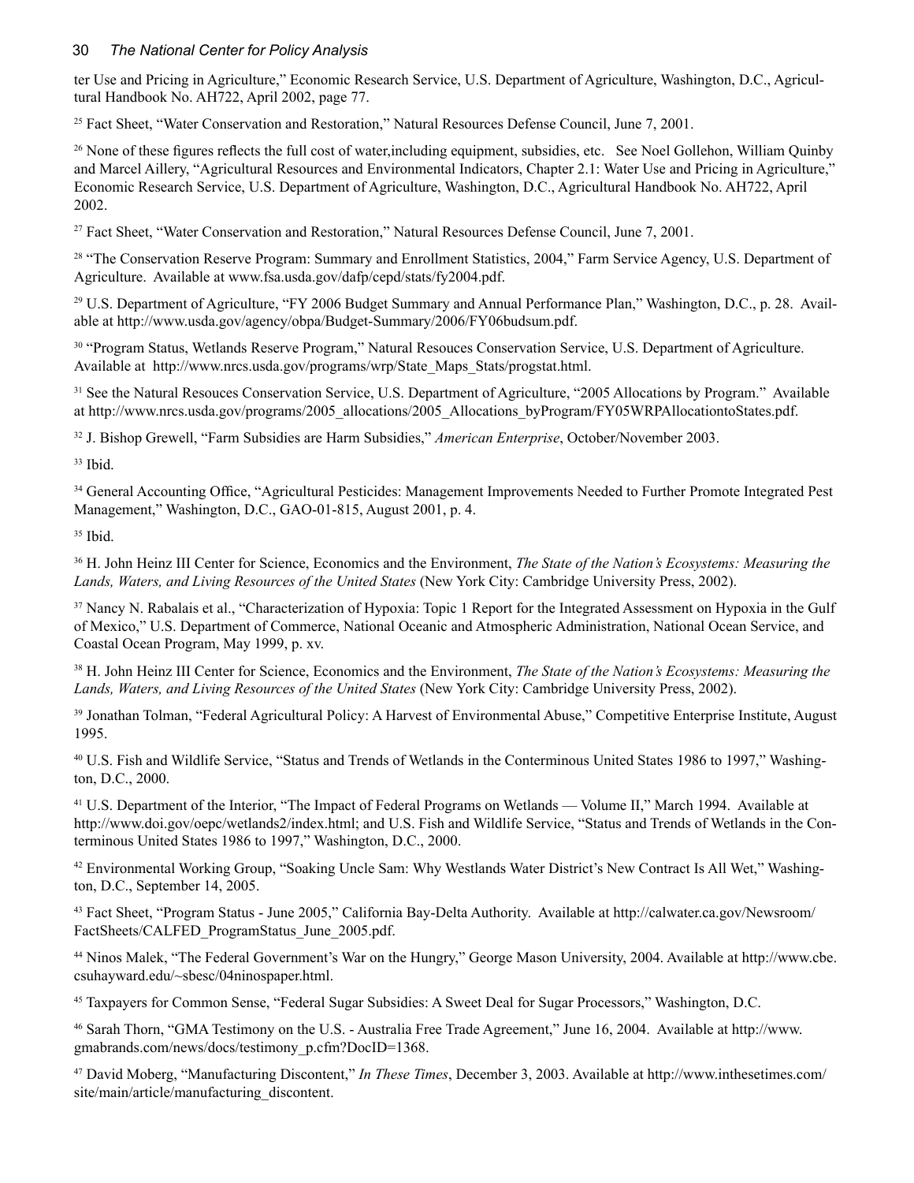ter Use and Pricing in Agriculture," Economic Research Service, U.S. Department of Agriculture, Washington, D.C., Agricultural Handbook No. AH722, April 2002, page 77.

[25] Fact Sheet, "Water Conservation and Restoration," Natural Resources Defense Council, June 7, 2001.

[26] None of these figures reflects the full cost of water,including equipment, subsidies, etc. See Noel Gollehon, William Quinby and Marcel Aillery, "Agricultural Resources and Environmental Indicators, Chapter 2.1: Water Use and Pricing in Agriculture," Economic Research Service, U.S. Department of Agriculture, Washington, D.C., Agricultural Handbook No. AH722, April 2002.

[27] Fact Sheet, "Water Conservation and Restoration," Natural Resources Defense Council, June 7, 2001.

[28] "The Conservation Reserve Program: Summary and Enrollment Statistics, 2004," Farm Service Agency, U.S. Department of Agriculture. Available at www.fsa.usda.gov/dafp/cepd/stats/fy2004.pdf.

[29] U.S. Department of Agriculture, "FY 2006 Budget Summary and Annual Performance Plan," Washington, D.C., p. 28. Available at http://www.usda.gov/agency/obpa/Budget-Summary/2006/FY06budsum.pdf.

[30] "Program Status, Wetlands Reserve Program," Natural Resouces Conservation Service, U.S. Department of Agriculture. Available at http://www.nrcs.usda.gov/programs/wrp/State_Maps_Stats/progstat.html.

[31] See the Natural Resouces Conservation Service, U.S. Department of Agriculture, "2005 Allocations by Program." Available at http://www.nrcs.usda.gov/programs/2005_allocations/2005_Allocations_byProgram/FY05WRPAllocationtoStates.pdf.

[32] J. Bishop Grewell, "Farm Subsidies are Harm Subsidies," *American Enterprise*, October/November 2003.

[33] Ibid.

[34] General Accounting Office, "Agricultural Pesticides: Management Improvements Needed to Further Promote Integrated Pest Management," Washington, D.C., GAO-01-815, August 2001, p. 4.

[35] Ibid.

[36] H. John Heinz III Center for Science, Economics and the Environment, *The State of the Nation's Ecosystems: Measuring the Lands, Waters, and Living Resources of the United States* (New York City: Cambridge University Press, 2002).

[37] Nancy N. Rabalais et al., "Characterization of Hypoxia: Topic 1 Report for the Integrated Assessment on Hypoxia in the Gulf of Mexico," U.S. Department of Commerce, National Oceanic and Atmospheric Administration, National Ocean Service, and Coastal Ocean Program, May 1999, p. xv.

[38] H. John Heinz III Center for Science, Economics and the Environment, *The State of the Nation's Ecosystems: Measuring the Lands, Waters, and Living Resources of the United States* (New York City: Cambridge University Press, 2002).

[39] Jonathan Tolman, "Federal Agricultural Policy: A Harvest of Environmental Abuse," Competitive Enterprise Institute, August 1995.

[40] U.S. Fish and Wildlife Service, "Status and Trends of Wetlands in the Conterminous United States 1986 to 1997," Washington, D.C., 2000.

[41] U.S. Department of the Interior, "The Impact of Federal Programs on Wetlands — Volume II," March 1994. Available at http://www.doi.gov/oepc/wetlands2/index.html; and U.S. Fish and Wildlife Service, "Status and Trends of Wetlands in the Conterminous United States 1986 to 1997," Washington, D.C., 2000.

[42] Environmental Working Group, "Soaking Uncle Sam: Why Westlands Water District's New Contract Is All Wet," Washington, D.C., September 14, 2005.

[43] Fact Sheet, "Program Status - June 2005," California Bay-Delta Authority. Available at http://calwater.ca.gov/Newsroom/FactSheets/CALFED_ProgramStatus_June_2005.pdf.

[44] Ninos Malek, "The Federal Government's War on the Hungry," George Mason University, 2004. Available at http://www.cbe.csuhayward.edu/~sbesc/04ninospaper.html.

[45] Taxpayers for Common Sense, "Federal Sugar Subsidies: A Sweet Deal for Sugar Processors," Washington, D.C.

[46] Sarah Thorn, "GMA Testimony on the U.S. - Australia Free Trade Agreement," June 16, 2004. Available at http://www.gmabrands.com/news/docs/testimony_p.cfm?DocID=1368.

[47] David Moberg, "Manufacturing Discontent," *In These Times*, December 3, 2003. Available at http://www.inthesetimes.com/site/main/article/manufacturing_discontent.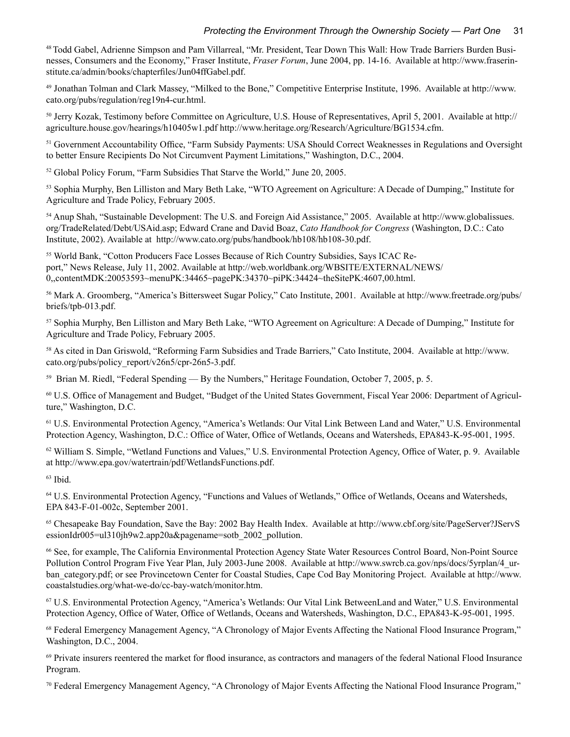[48] Todd Gabel, Adrienne Simpson and Pam Villarreal, "Mr. President, Tear Down This Wall: How Trade Barriers Burden Businesses, Consumers and the Economy," Fraser Institute, *Fraser Forum*, June 2004, pp. 14-16. Available at http://www.fraserinstitute.ca/admin/books/chapterfiles/Jun04ffGabel.pdf.

[49] Jonathan Tolman and Clark Massey, "Milked to the Bone," Competitive Enterprise Institute, 1996. Available at http://www.cato.org/pubs/regulation/reg19n4-cur.html.

[50] Jerry Kozak, Testimony before Committee on Agriculture, U.S. House of Representatives, April 5, 2001. Available at http://agriculture.house.gov/hearings/h10405w1.pdf http://www.heritage.org/Research/Agriculture/BG1534.cfm.

[51] Government Accountability Office, "Farm Subsidy Payments: USA Should Correct Weaknesses in Regulations and Oversight to better Ensure Recipients Do Not Circumvent Payment Limitations," Washington, D.C., 2004.

[52] Global Policy Forum, "Farm Subsidies That Starve the World," June 20, 2005.

[53] Sophia Murphy, Ben Lilliston and Mary Beth Lake, "WTO Agreement on Agriculture: A Decade of Dumping," Institute for Agriculture and Trade Policy, February 2005.

[54] Anup Shah, "Sustainable Development: The U.S. and Foreign Aid Assistance," 2005. Available at http://www.globalissues.org/TradeRelated/Debt/USAid.asp; Edward Crane and David Boaz, *Cato Handbook for Congress* (Washington, D.C.: Cato Institute, 2002). Available at http://www.cato.org/pubs/handbook/hb108/hb108-30.pdf.

[55] World Bank, "Cotton Producers Face Losses Because of Rich Country Subsidies, Says ICAC Report," News Release, July 11, 2002. Available at http://web.worldbank.org/WBSITE/EXTERNAL/NEWS/0,,contentMDK:20053593~menuPK:34465~pagePK:34370~piPK:34424~theSitePK:4607,00.html.

[56] Mark A. Groomberg, "America's Bittersweet Sugar Policy," Cato Institute, 2001. Available at http://www.freetrade.org/pubs/briefs/tpb-013.pdf.

[57] Sophia Murphy, Ben Lilliston and Mary Beth Lake, "WTO Agreement on Agriculture: A Decade of Dumping," Institute for Agriculture and Trade Policy, February 2005.

[58] As cited in Dan Griswold, "Reforming Farm Subsidies and Trade Barriers," Cato Institute, 2004. Available at http://www.cato.org/pubs/policy_report/v26n5/cpr-26n5-3.pdf.

[59] Brian M. Riedl, "Federal Spending — By the Numbers," Heritage Foundation, October 7, 2005, p. 5.

[60] U.S. Office of Management and Budget, "Budget of the United States Government, Fiscal Year 2006: Department of Agriculture," Washington, D.C.

[61] U.S. Environmental Protection Agency, "America's Wetlands: Our Vital Link Between Land and Water," U.S. Environmental Protection Agency, Washington, D.C.: Office of Water, Office of Wetlands, Oceans and Watersheds, EPA843-K-95-001, 1995.

[62] William S. Simple, "Wetland Functions and Values," U.S. Environmental Protection Agency, Office of Water, p. 9. Available at http://www.epa.gov/watertrain/pdf/WetlandsFunctions.pdf.

[63] Ibid.

[64] U.S. Environmental Protection Agency, "Functions and Values of Wetlands," Office of Wetlands, Oceans and Watersheds, EPA 843-F-01-002c, September 2001.

[65] Chesapeake Bay Foundation, Save the Bay: 2002 Bay Health Index. Available at http://www.cbf.org/site/PageServer?JServSessionIdr005=ul310jh9w2.app20a&pagename=sotb_2002_pollution.

[66] See, for example, The California Environmental Protection Agency State Water Resources Control Board, Non-Point Source Pollution Control Program Five Year Plan, July 2003-June 2008. Available at http://www.swrcb.ca.gov/nps/docs/5yrplan/4_urban_category.pdf; or see Provincetown Center for Coastal Studies, Cape Cod Bay Monitoring Project. Available at http://www.coastalstudies.org/what-we-do/cc-bay-watch/monitor.htm.

[67] U.S. Environmental Protection Agency, "America's Wetlands: Our Vital Link BetweenLand and Water," U.S. Environmental Protection Agency, Office of Water, Office of Wetlands, Oceans and Watersheds, Washington, D.C., EPA843-K-95-001, 1995.

[68] Federal Emergency Management Agency, "A Chronology of Major Events Affecting the National Flood Insurance Program," Washington, D.C., 2004.

[69] Private insurers reentered the market for flood insurance, as contractors and managers of the federal National Flood Insurance Program.

[70] Federal Emergency Management Agency, "A Chronology of Major Events Affecting the National Flood Insurance Program,"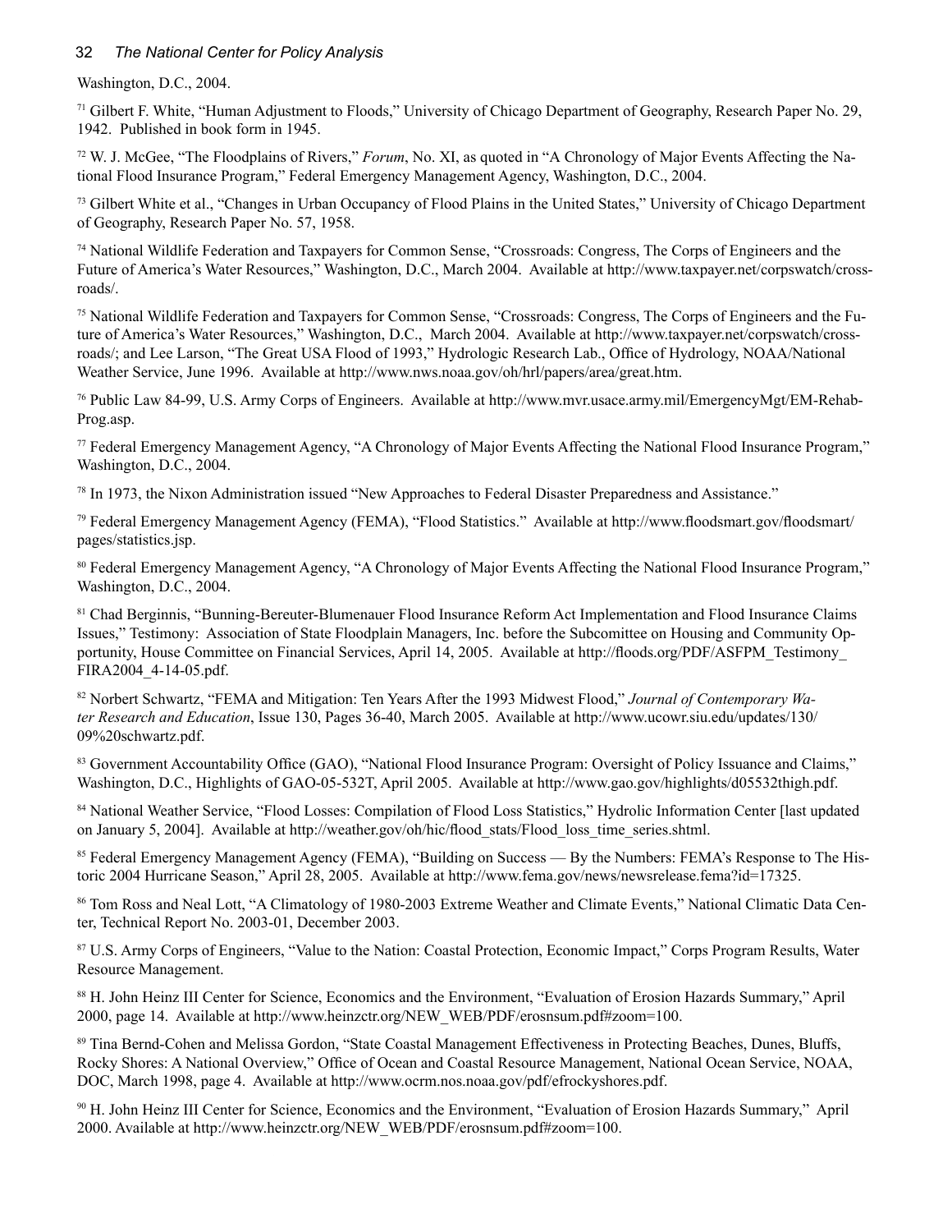Washington, D.C., 2004.

[71] Gilbert F. White, "Human Adjustment to Floods," University of Chicago Department of Geography, Research Paper No. 29, 1942. Published in book form in 1945.

[72] W. J. McGee, "The Floodplains of Rivers," *Forum*, No. XI, as quoted in "A Chronology of Major Events Affecting the National Flood Insurance Program," Federal Emergency Management Agency, Washington, D.C., 2004.

[73] Gilbert White et al., "Changes in Urban Occupancy of Flood Plains in the United States," University of Chicago Department of Geography, Research Paper No. 57, 1958.

[74] National Wildlife Federation and Taxpayers for Common Sense, "Crossroads: Congress, The Corps of Engineers and the Future of America's Water Resources," Washington, D.C., March 2004. Available at http://www.taxpayer.net/corpswatch/crossroads/.

[75] National Wildlife Federation and Taxpayers for Common Sense, "Crossroads: Congress, The Corps of Engineers and the Future of America's Water Resources," Washington, D.C., March 2004. Available at http://www.taxpayer.net/corpswatch/crossroads/; and Lee Larson, "The Great USA Flood of 1993," Hydrologic Research Lab., Office of Hydrology, NOAA/National Weather Service, June 1996. Available at http://www.nws.noaa.gov/oh/hrl/papers/area/great.htm.

[76] Public Law 84-99, U.S. Army Corps of Engineers. Available at http://www.mvr.usace.army.mil/EmergencyMgt/EM-RehabProg.asp.

[77] Federal Emergency Management Agency, "A Chronology of Major Events Affecting the National Flood Insurance Program," Washington, D.C., 2004.

[78] In 1973, the Nixon Administration issued "New Approaches to Federal Disaster Preparedness and Assistance."

[79] Federal Emergency Management Agency (FEMA), "Flood Statistics." Available at http://www.floodsmart.gov/floodsmart/pages/statistics.jsp.

[80] Federal Emergency Management Agency, "A Chronology of Major Events Affecting the National Flood Insurance Program," Washington, D.C., 2004.

[81] Chad Berginnis, "Bunning-Bereuter-Blumenauer Flood Insurance Reform Act Implementation and Flood Insurance Claims Issues," Testimony: Association of State Floodplain Managers, Inc. before the Subcomittee on Housing and Community Opportunity, House Committee on Financial Services, April 14, 2005. Available at http://floods.org/PDF/ASFPM_Testimony_FIRA2004_4-14-05.pdf.

[82] Norbert Schwartz, "FEMA and Mitigation: Ten Years After the 1993 Midwest Flood," *Journal of Contemporary Water Research and Education*, Issue 130, Pages 36-40, March 2005. Available at http://www.ucowr.siu.edu/updates/130/09%20schwartz.pdf.

[83] Government Accountability Office (GAO), "National Flood Insurance Program: Oversight of Policy Issuance and Claims," Washington, D.C., Highlights of GAO-05-532T, April 2005. Available at http://www.gao.gov/highlights/d05532thigh.pdf.

[84] National Weather Service, "Flood Losses: Compilation of Flood Loss Statistics," Hydrolic Information Center [last updated on January 5, 2004]. Available at http://weather.gov/oh/hic/flood_stats/Flood_loss_time_series.shtml.

[85] Federal Emergency Management Agency (FEMA), "Building on Success — By the Numbers: FEMA's Response to The Historic 2004 Hurricane Season," April 28, 2005. Available at http://www.fema.gov/news/newsrelease.fema?id=17325.

[86] Tom Ross and Neal Lott, "A Climatology of 1980-2003 Extreme Weather and Climate Events," National Climatic Data Center, Technical Report No. 2003-01, December 2003.

[87] U.S. Army Corps of Engineers, "Value to the Nation: Coastal Protection, Economic Impact," Corps Program Results, Water Resource Management.

[88] H. John Heinz III Center for Science, Economics and the Environment, "Evaluation of Erosion Hazards Summary," April 2000, page 14. Available at http://www.heinzctr.org/NEW_WEB/PDF/erosnsum.pdf#zoom=100.

[89] Tina Bernd-Cohen and Melissa Gordon, "State Coastal Management Effectiveness in Protecting Beaches, Dunes, Bluffs, Rocky Shores: A National Overview," Office of Ocean and Coastal Resource Management, National Ocean Service, NOAA, DOC, March 1998, page 4. Available at http://www.ocrm.nos.noaa.gov/pdf/efrockyshores.pdf.

[90] H. John Heinz III Center for Science, Economics and the Environment, "Evaluation of Erosion Hazards Summary," April 2000. Available at http://www.heinzctr.org/NEW_WEB/PDF/erosnsum.pdf#zoom=100.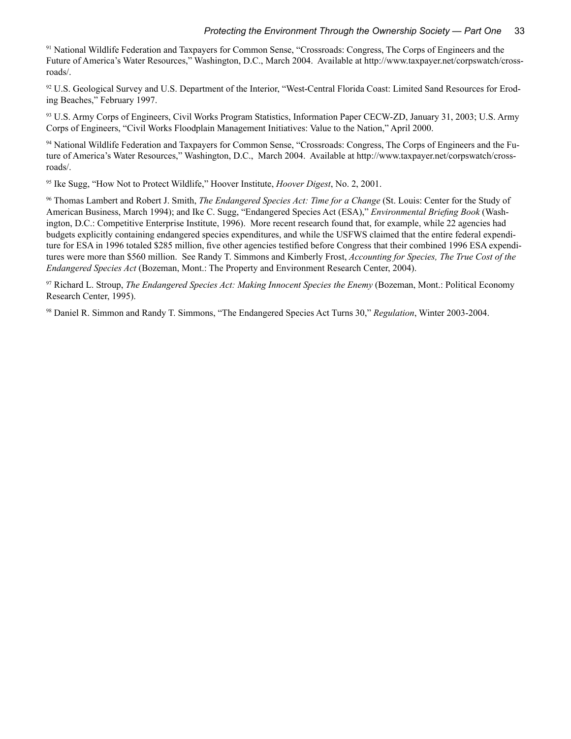[91] National Wildlife Federation and Taxpayers for Common Sense, "Crossroads: Congress, The Corps of Engineers and the Future of America's Water Resources," Washington, D.C., March 2004. Available at http://www.taxpayer.net/corpswatch/crossroads/.

[92] U.S. Geological Survey and U.S. Department of the Interior, "West-Central Florida Coast: Limited Sand Resources for Eroding Beaches," February 1997.

[93] U.S. Army Corps of Engineers, Civil Works Program Statistics, Information Paper CECW-ZD, January 31, 2003; U.S. Army Corps of Engineers, "Civil Works Floodplain Management Initiatives: Value to the Nation," April 2000.

[94] National Wildlife Federation and Taxpayers for Common Sense, "Crossroads: Congress, The Corps of Engineers and the Future of America's Water Resources," Washington, D.C., March 2004. Available at http://www.taxpayer.net/corpswatch/crossroads/.

[95] Ike Sugg, "How Not to Protect Wildlife," Hoover Institute, *Hoover Digest*, No. 2, 2001.

[96] Thomas Lambert and Robert J. Smith, *The Endangered Species Act: Time for a Change* (St. Louis: Center for the Study of American Business, March 1994); and Ike C. Sugg, "Endangered Species Act (ESA)," *Environmental Briefing Book* (Washington, D.C.: Competitive Enterprise Institute, 1996). More recent research found that, for example, while 22 agencies had budgets explicitly containing endangered species expenditures, and while the USFWS claimed that the entire federal expenditure for ESA in 1996 totaled $285 million, five other agencies testified before Congress that their combined 1996 ESA expenditures were more than $560 million. See Randy T. Simmons and Kimberly Frost, *Accounting for Species, The True Cost of the Endangered Species Act* (Bozeman, Mont.: The Property and Environment Research Center, 2004).

[97] Richard L. Stroup, *The Endangered Species Act: Making Innocent Species the Enemy* (Bozeman, Mont.: Political Economy Research Center, 1995).

[98] Daniel R. Simmon and Randy T. Simmons, "The Endangered Species Act Turns 30," *Regulation*, Winter 2003-2004.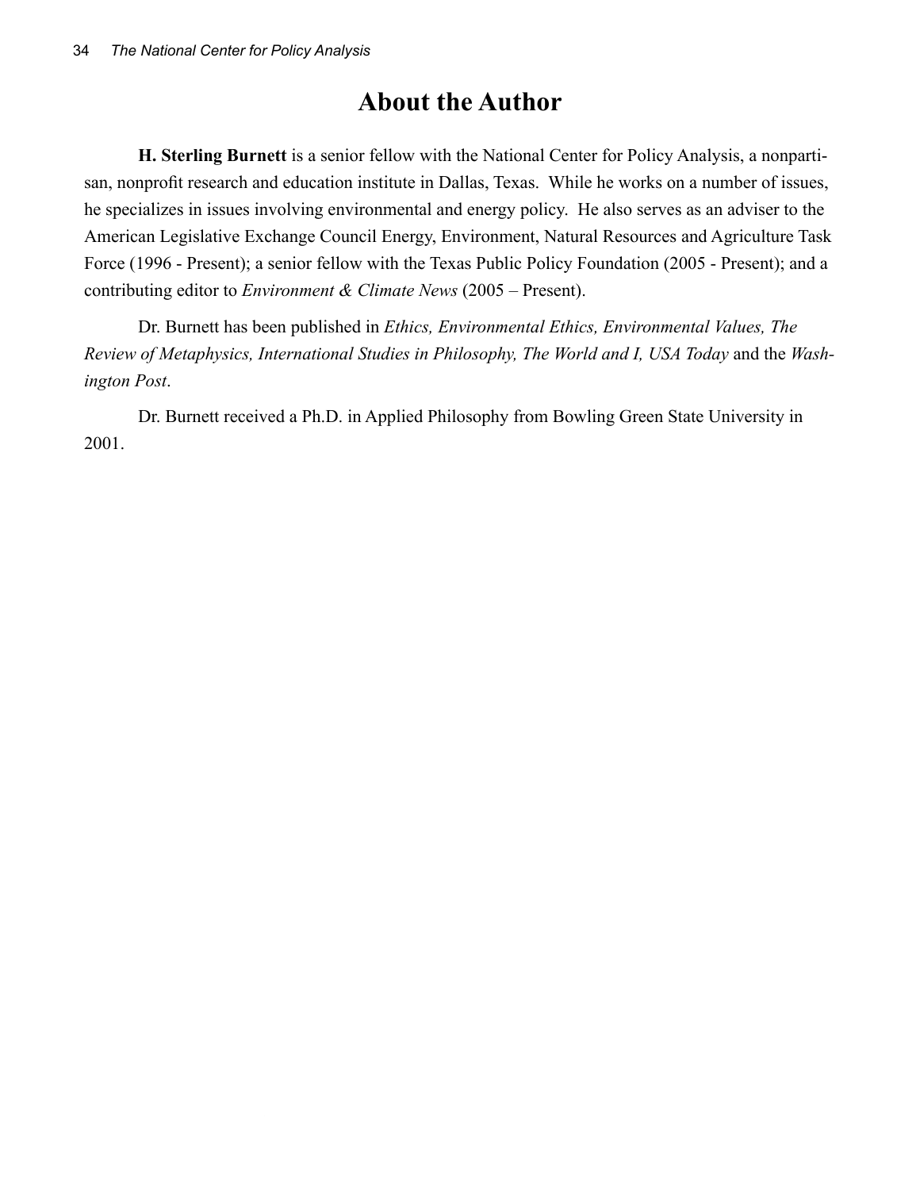# About the Author

**H. Sterling Burnett** is a senior fellow with the National Center for Policy Analysis, a nonpartisan, nonprofit research and education institute in Dallas, Texas. While he works on a number of issues, he specializes in issues involving environmental and energy policy. He also serves as an adviser to the American Legislative Exchange Council Energy, Environment, Natural Resources and Agriculture Task Force (1996 - Present); a senior fellow with the Texas Public Policy Foundation (2005 - Present); and a contributing editor to *Environment & Climate News* (2005 – Present).

Dr. Burnett has been published in *Ethics, Environmental Ethics, Environmental Values, The Review of Metaphysics, International Studies in Philosophy, The World and I, USA Today* and the *Washington Post*.

Dr. Burnett received a Ph.D. in Applied Philosophy from Bowling Green State University in 2001.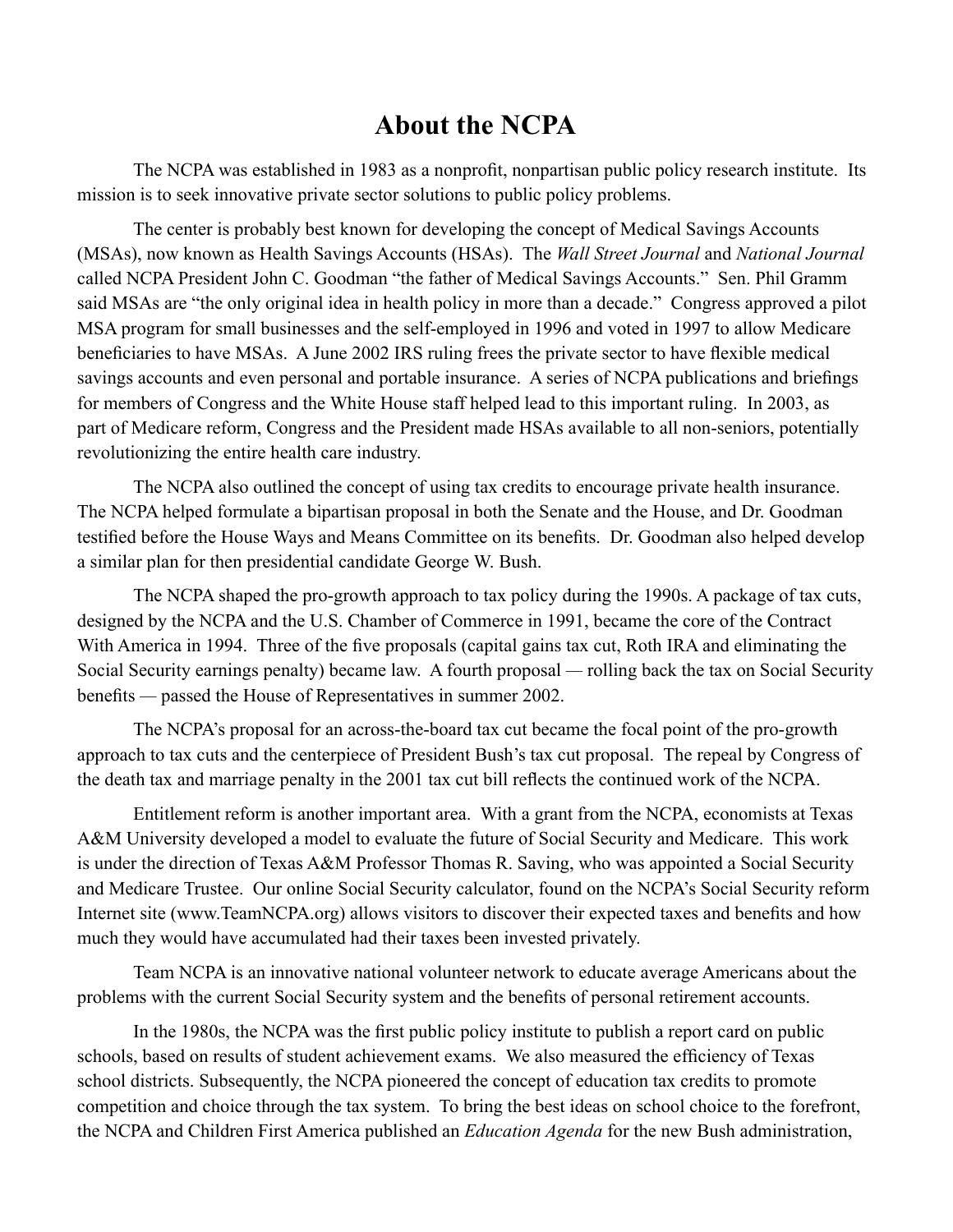# About the NCPA

The NCPA was established in 1983 as a nonprofit, nonpartisan public policy research institute. Its mission is to seek innovative private sector solutions to public policy problems.

The center is probably best known for developing the concept of Medical Savings Accounts (MSAs), now known as Health Savings Accounts (HSAs). The *Wall Street Journal* and *National Journal* called NCPA President John C. Goodman "the father of Medical Savings Accounts." Sen. Phil Gramm said MSAs are "the only original idea in health policy in more than a decade." Congress approved a pilot MSA program for small businesses and the self-employed in 1996 and voted in 1997 to allow Medicare beneficiaries to have MSAs. A June 2002 IRS ruling frees the private sector to have flexible medical savings accounts and even personal and portable insurance. A series of NCPA publications and briefings for members of Congress and the White House staff helped lead to this important ruling. In 2003, as part of Medicare reform, Congress and the President made HSAs available to all non-seniors, potentially revolutionizing the entire health care industry.

The NCPA also outlined the concept of using tax credits to encourage private health insurance. The NCPA helped formulate a bipartisan proposal in both the Senate and the House, and Dr. Goodman testified before the House Ways and Means Committee on its benefits. Dr. Goodman also helped develop a similar plan for then presidential candidate George W. Bush.

The NCPA shaped the pro-growth approach to tax policy during the 1990s. A package of tax cuts, designed by the NCPA and the U.S. Chamber of Commerce in 1991, became the core of the Contract With America in 1994. Three of the five proposals (capital gains tax cut, Roth IRA and eliminating the Social Security earnings penalty) became law. A fourth proposal — rolling back the tax on Social Security benefits — passed the House of Representatives in summer 2002.

The NCPA's proposal for an across-the-board tax cut became the focal point of the pro-growth approach to tax cuts and the centerpiece of President Bush's tax cut proposal. The repeal by Congress of the death tax and marriage penalty in the 2001 tax cut bill reflects the continued work of the NCPA.

Entitlement reform is another important area. With a grant from the NCPA, economists at Texas A&M University developed a model to evaluate the future of Social Security and Medicare. This work is under the direction of Texas A&M Professor Thomas R. Saving, who was appointed a Social Security and Medicare Trustee. Our online Social Security calculator, found on the NCPA's Social Security reform Internet site (www.TeamNCPA.org) allows visitors to discover their expected taxes and benefits and how much they would have accumulated had their taxes been invested privately.

Team NCPA is an innovative national volunteer network to educate average Americans about the problems with the current Social Security system and the benefits of personal retirement accounts.

In the 1980s, the NCPA was the first public policy institute to publish a report card on public schools, based on results of student achievement exams. We also measured the efficiency of Texas school districts. Subsequently, the NCPA pioneered the concept of education tax credits to promote competition and choice through the tax system. To bring the best ideas on school choice to the forefront, the NCPA and Children First America published an *Education Agenda* for the new Bush administration,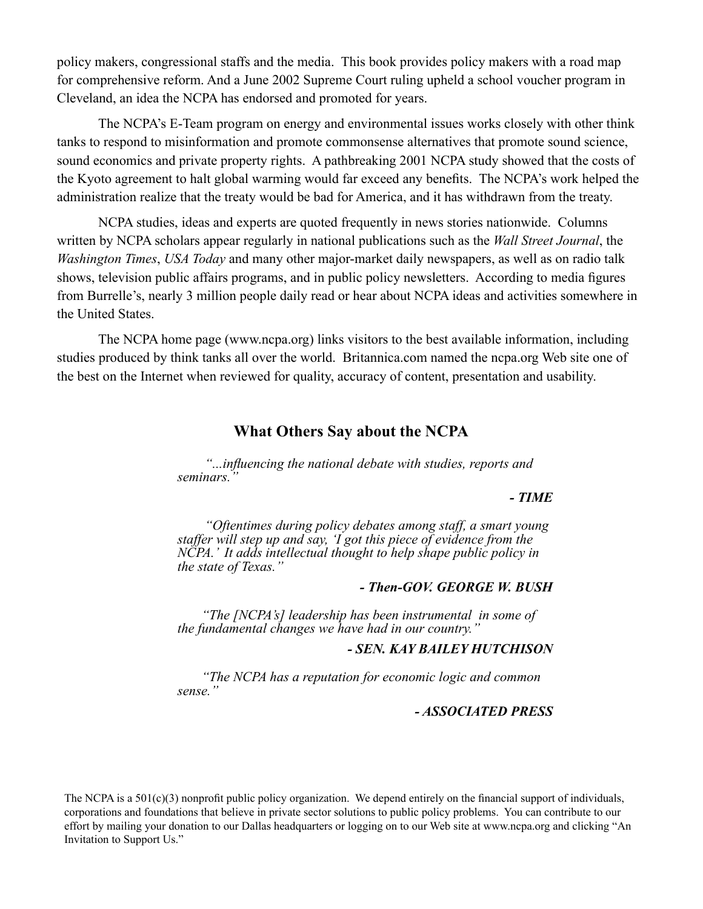policy makers, congressional staffs and the media. This book provides policy makers with a road map for comprehensive reform. And a June 2002 Supreme Court ruling upheld a school voucher program in Cleveland, an idea the NCPA has endorsed and promoted for years.

The NCPA's E-Team program on energy and environmental issues works closely with other think tanks to respond to misinformation and promote commonsense alternatives that promote sound science, sound economics and private property rights. A pathbreaking 2001 NCPA study showed that the costs of the Kyoto agreement to halt global warming would far exceed any benefits. The NCPA's work helped the administration realize that the treaty would be bad for America, and it has withdrawn from the treaty.

NCPA studies, ideas and experts are quoted frequently in news stories nationwide. Columns written by NCPA scholars appear regularly in national publications such as the *Wall Street Journal*, the *Washington Times*, *USA Today* and many other major-market daily newspapers, as well as on radio talk shows, television public affairs programs, and in public policy newsletters. According to media figures from Burrelle's, nearly 3 million people daily read or hear about NCPA ideas and activities somewhere in the United States.

The NCPA home page (www.ncpa.org) links visitors to the best available information, including studies produced by think tanks all over the world. Britannica.com named the ncpa.org Web site one of the best on the Internet when reviewed for quality, accuracy of content, presentation and usability.

## What Others Say about the NCPA

*"...influencing the national debate with studies, reports and seminars."*

***- TIME***

*"Oftentimes during policy debates among staff, a smart young staffer will step up and say, 'I got this piece of evidence from the NCPA.' It adds intellectual thought to help shape public policy in the state of Texas."*

***- Then-GOV. GEORGE W. BUSH***

*"The [NCPA's] leadership has been instrumental in some of the fundamental changes we have had in our country."*

***- SEN. KAY BAILEY HUTCHISON***

*"The NCPA has a reputation for economic logic and common sense."*

***- ASSOCIATED PRESS***

The NCPA is a 501(c)(3) nonprofit public policy organization. We depend entirely on the financial support of individuals, corporations and foundations that believe in private sector solutions to public policy problems. You can contribute to our effort by mailing your donation to our Dallas headquarters or logging on to our Web site at www.ncpa.org and clicking "An Invitation to Support Us."